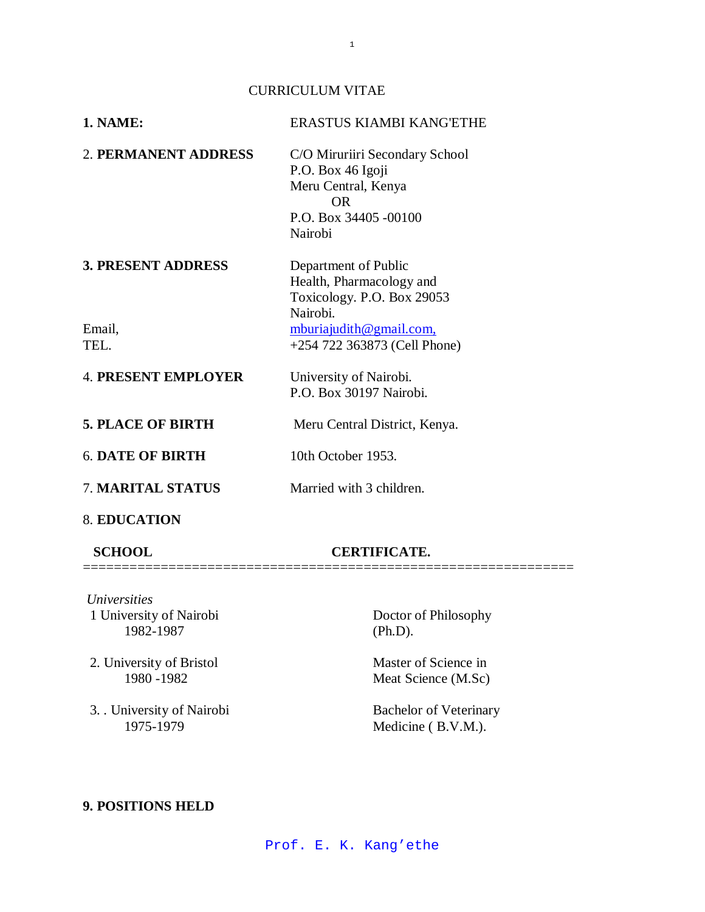# CURRICULUM VITAE

| | |
|---|---|
| **1. NAME:** | ERASTUS KIAMBI KANG'ETHE |
| 2. **PERMANENT ADDRESS** | C/O Miruriiri Secondary School<br>P.O. Box 46 Igoji<br>Meru Central, Kenya<br>OR<br>P.O. Box 34405 -00100<br>Nairobi |
| **3. PRESENT ADDRESS** | Department of Public Health, Pharmacology and Toxicology. P.O. Box 29053 Nairobi. |
| Email, | mburiajudith@gmail.com, |
| TEL. | +254 722 363873 (Cell Phone) |
| 4. **PRESENT EMPLOYER** | University of Nairobi.<br>P.O. Box 30197 Nairobi. |
| **5. PLACE OF BIRTH** | Meru Central District, Kenya. |
| 6. **DATE OF BIRTH** | 10th October 1953. |
| 7. **MARITAL STATUS** | Married with 3 children. |

## 8. EDUCATION

| **SCHOOL** | **CERTIFICATE.** |
|---|---|
| *Universities* | |
| 1 University of Nairobi 1982-1987 | Doctor of Philosophy (Ph.D). |
| 2. University of Bristol 1980 -1982 | Master of Science in Meat Science (M.Sc) |
| 3. . University of Nairobi 1975-1979 | Bachelor of Veterinary Medicine ( B.V.M.). |

## 9. POSITIONS HELD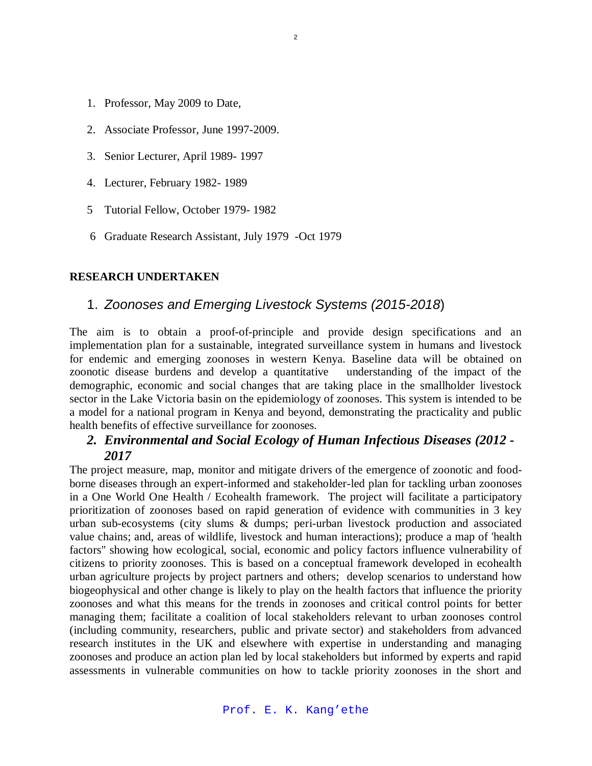1. Professor, May 2009 to Date,
2. Associate Professor, June 1997-2009.
3. Senior Lecturer, April 1989- 1997
4. Lecturer, February 1982- 1989
5. Tutorial Fellow, October 1979- 1982
6. Graduate Research Assistant, July 1979 -Oct 1979

**RESEARCH UNDERTAKEN**

## 1. *Zoonoses and Emerging Livestock Systems (2015-2018*)

The aim is to obtain a proof-of-principle and provide design specifications and an implementation plan for a sustainable, integrated surveillance system in humans and livestock for endemic and emerging zoonoses in western Kenya. Baseline data will be obtained on zoonotic disease burdens and develop a quantitative understanding of the impact of the demographic, economic and social changes that are taking place in the smallholder livestock sector in the Lake Victoria basin on the epidemiology of zoonoses. This system is intended to be a model for a national program in Kenya and beyond, demonstrating the practicality and public health benefits of effective surveillance for zoonoses.

## 2. ***Environmental and Social Ecology of Human Infectious Diseases (2012 - 2017***

The project measure, map, monitor and mitigate drivers of the emergence of zoonotic and food-borne diseases through an expert-informed and stakeholder-led plan for tackling urban zoonoses in a One World One Health / Ecohealth framework. The project will facilitate a participatory prioritization of zoonoses based on rapid generation of evidence with communities in 3 key urban sub-ecosystems (city slums & dumps; peri-urban livestock production and associated value chains; and, areas of wildlife, livestock and human interactions); produce a map of 'health factors" showing how ecological, social, economic and policy factors influence vulnerability of citizens to priority zoonoses. This is based on a conceptual framework developed in ecohealth urban agriculture projects by project partners and others; develop scenarios to understand how biogeophysical and other change is likely to play on the health factors that influence the priority zoonoses and what this means for the trends in zoonoses and critical control points for better managing them; facilitate a coalition of local stakeholders relevant to urban zoonoses control (including community, researchers, public and private sector) and stakeholders from advanced research institutes in the UK and elsewhere with expertise in understanding and managing zoonoses and produce an action plan led by local stakeholders but informed by experts and rapid assessments in vulnerable communities on how to tackle priority zoonoses in the short and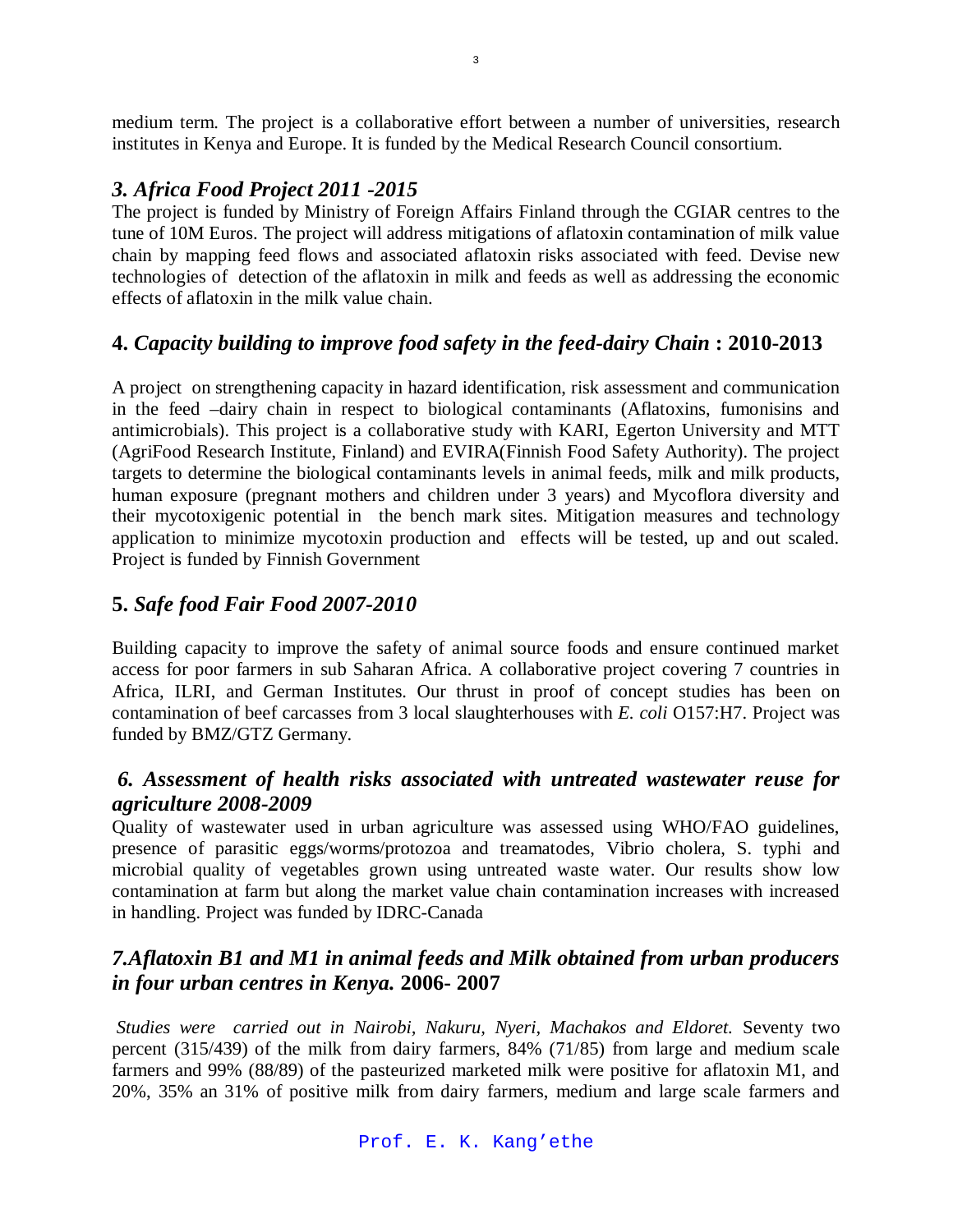medium term. The project is a collaborative effort between a number of universities, research institutes in Kenya and Europe. It is funded by the Medical Research Council consortium.

### *3. Africa Food Project 2011 -2015*

The project is funded by Ministry of Foreign Affairs Finland through the CGIAR centres to the tune of 10M Euros. The project will address mitigations of aflatoxin contamination of milk value chain by mapping feed flows and associated aflatoxin risks associated with feed. Devise new technologies of detection of the aflatoxin in milk and feeds as well as addressing the economic effects of aflatoxin in the milk value chain.

### **4.** *Capacity building to improve food safety in the feed-dairy Chain* **: 2010-2013**

A project on strengthening capacity in hazard identification, risk assessment and communication in the feed –dairy chain in respect to biological contaminants (Aflatoxins, fumonisins and antimicrobials). This project is a collaborative study with KARI, Egerton University and MTT (AgriFood Research Institute, Finland) and EVIRA(Finnish Food Safety Authority). The project targets to determine the biological contaminants levels in animal feeds, milk and milk products, human exposure (pregnant mothers and children under 3 years) and Mycoflora diversity and their mycotoxigenic potential in the bench mark sites. Mitigation measures and technology application to minimize mycotoxin production and effects will be tested, up and out scaled. Project is funded by Finnish Government

### **5.** *Safe food Fair Food 2007-2010*

Building capacity to improve the safety of animal source foods and ensure continued market access for poor farmers in sub Saharan Africa. A collaborative project covering 7 countries in Africa, ILRI, and German Institutes. Our thrust in proof of concept studies has been on contamination of beef carcasses from 3 local slaughterhouses with *E. coli* O157:H7. Project was funded by BMZ/GTZ Germany.

### *6. Assessment of health risks associated with untreated wastewater reuse for agriculture 2008-2009*

Quality of wastewater used in urban agriculture was assessed using WHO/FAO guidelines, presence of parasitic eggs/worms/protozoa and treamatodes, Vibrio cholera, S. typhi and microbial quality of vegetables grown using untreated waste water. Our results show low contamination at farm but along the market value chain contamination increases with increased in handling. Project was funded by IDRC-Canada

### *7.Aflatoxin B1 and M1 in animal feeds and Milk obtained from urban producers in four urban centres in Kenya.* **2006- 2007**

*Studies were carried out in Nairobi, Nakuru, Nyeri, Machakos and Eldoret.* Seventy two percent (315/439) of the milk from dairy farmers, 84% (71/85) from large and medium scale farmers and 99% (88/89) of the pasteurized marketed milk were positive for aflatoxin M1, and 20%, 35% an 31% of positive milk from dairy farmers, medium and large scale farmers and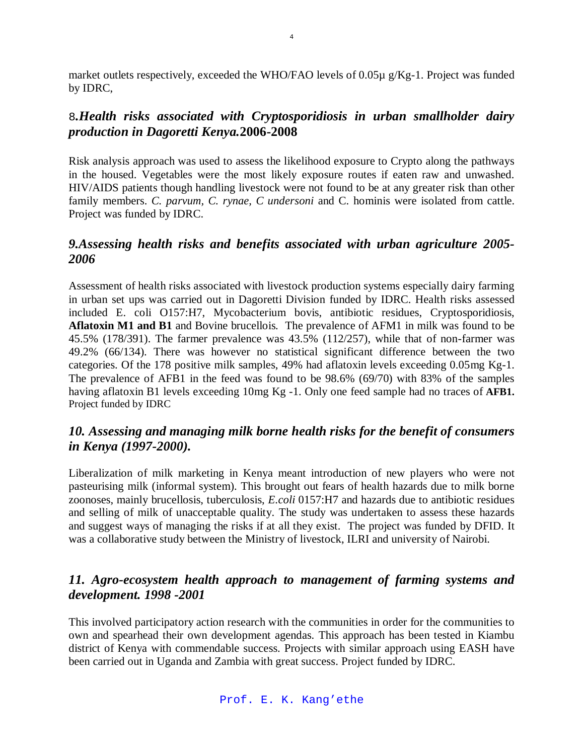market outlets respectively, exceeded the WHO/FAO levels of 0.05µ g/Kg-1. Project was funded by IDRC,

## 8.*Health risks associated with Cryptosporidiosis in urban smallholder dairy production in Dagoretti Kenya.* 2006-2008

Risk analysis approach was used to assess the likelihood exposure to Crypto along the pathways in the housed. Vegetables were the most likely exposure routes if eaten raw and unwashed. HIV/AIDS patients though handling livestock were not found to be at any greater risk than other family members. *C. parvum, C. rynae, C undersoni* and C. hominis were isolated from cattle. Project was funded by IDRC.

## *9.Assessing health risks and benefits associated with urban agriculture 2005-2006*

Assessment of health risks associated with livestock production systems especially dairy farming in urban set ups was carried out in Dagoretti Division funded by IDRC. Health risks assessed included E. coli O157:H7, Mycobacterium bovis, antibiotic residues, Cryptosporidiosis, **Aflatoxin M1 and B1** and Bovine brucellois. The prevalence of AFM1 in milk was found to be 45.5% (178/391). The farmer prevalence was 43.5% (112/257), while that of non-farmer was 49.2% (66/134). There was however no statistical significant difference between the two categories. Of the 178 positive milk samples, 49% had aflatoxin levels exceeding 0.05mg Kg-1. The prevalence of AFB1 in the feed was found to be 98.6% (69/70) with 83% of the samples having aflatoxin B1 levels exceeding 10mg Kg -1. Only one feed sample had no traces of **AFB1.** Project funded by IDRC

## *10. Assessing and managing milk borne health risks for the benefit of consumers in Kenya (1997-2000).*

Liberalization of milk marketing in Kenya meant introduction of new players who were not pasteurising milk (informal system). This brought out fears of health hazards due to milk borne zoonoses, mainly brucellosis, tuberculosis, *E.coli* 0157:H7 and hazards due to antibiotic residues and selling of milk of unacceptable quality. The study was undertaken to assess these hazards and suggest ways of managing the risks if at all they exist. The project was funded by DFID. It was a collaborative study between the Ministry of livestock, ILRI and university of Nairobi.

## *11. Agro-ecosystem health approach to management of farming systems and development. 1998 -2001*

This involved participatory action research with the communities in order for the communities to own and spearhead their own development agendas. This approach has been tested in Kiambu district of Kenya with commendable success. Projects with similar approach using EASH have been carried out in Uganda and Zambia with great success. Project funded by IDRC.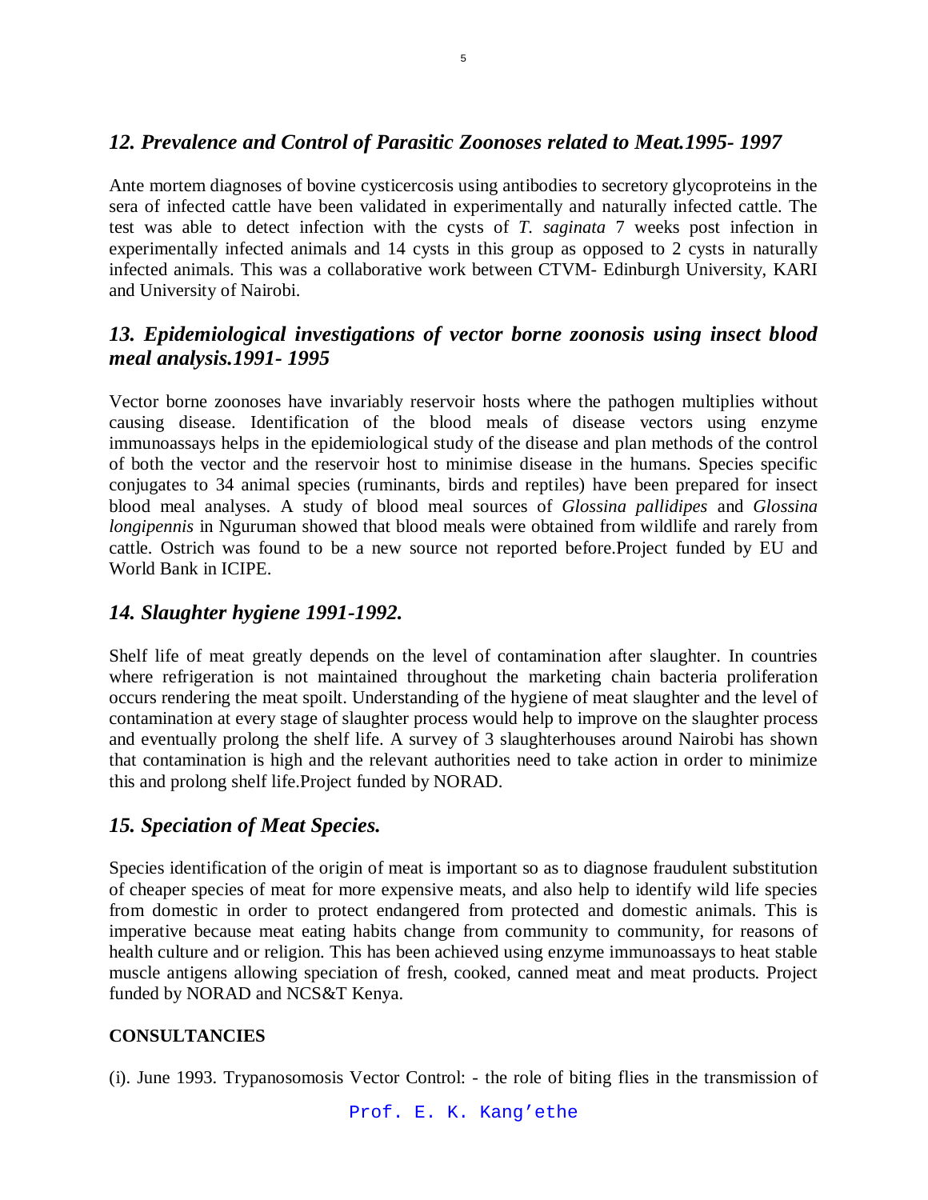## *12. Prevalence and Control of Parasitic Zoonoses related to Meat.1995- 1997*

Ante mortem diagnoses of bovine cysticercosis using antibodies to secretory glycoproteins in the sera of infected cattle have been validated in experimentally and naturally infected cattle. The test was able to detect infection with the cysts of *T. saginata* 7 weeks post infection in experimentally infected animals and 14 cysts in this group as opposed to 2 cysts in naturally infected animals. This was a collaborative work between CTVM- Edinburgh University, KARI and University of Nairobi.

## *13. Epidemiological investigations of vector borne zoonosis using insect blood meal analysis.1991- 1995*

Vector borne zoonoses have invariably reservoir hosts where the pathogen multiplies without causing disease. Identification of the blood meals of disease vectors using enzyme immunoassays helps in the epidemiological study of the disease and plan methods of the control of both the vector and the reservoir host to minimise disease in the humans. Species specific conjugates to 34 animal species (ruminants, birds and reptiles) have been prepared for insect blood meal analyses. A study of blood meal sources of *Glossina pallidipes* and *Glossina longipennis* in Nguruman showed that blood meals were obtained from wildlife and rarely from cattle. Ostrich was found to be a new source not reported before.Project funded by EU and World Bank in ICIPE.

## *14. Slaughter hygiene 1991-1992.*

Shelf life of meat greatly depends on the level of contamination after slaughter. In countries where refrigeration is not maintained throughout the marketing chain bacteria proliferation occurs rendering the meat spoilt. Understanding of the hygiene of meat slaughter and the level of contamination at every stage of slaughter process would help to improve on the slaughter process and eventually prolong the shelf life. A survey of 3 slaughterhouses around Nairobi has shown that contamination is high and the relevant authorities need to take action in order to minimize this and prolong shelf life.Project funded by NORAD.

## *15. Speciation of Meat Species.*

Species identification of the origin of meat is important so as to diagnose fraudulent substitution of cheaper species of meat for more expensive meats, and also help to identify wild life species from domestic in order to protect endangered from protected and domestic animals. This is imperative because meat eating habits change from community to community, for reasons of health culture and or religion. This has been achieved using enzyme immunoassays to heat stable muscle antigens allowing speciation of fresh, cooked, canned meat and meat products. Project funded by NORAD and NCS&T Kenya.

**CONSULTANCIES**

(i). June 1993. Trypanosomosis Vector Control: - the role of biting flies in the transmission of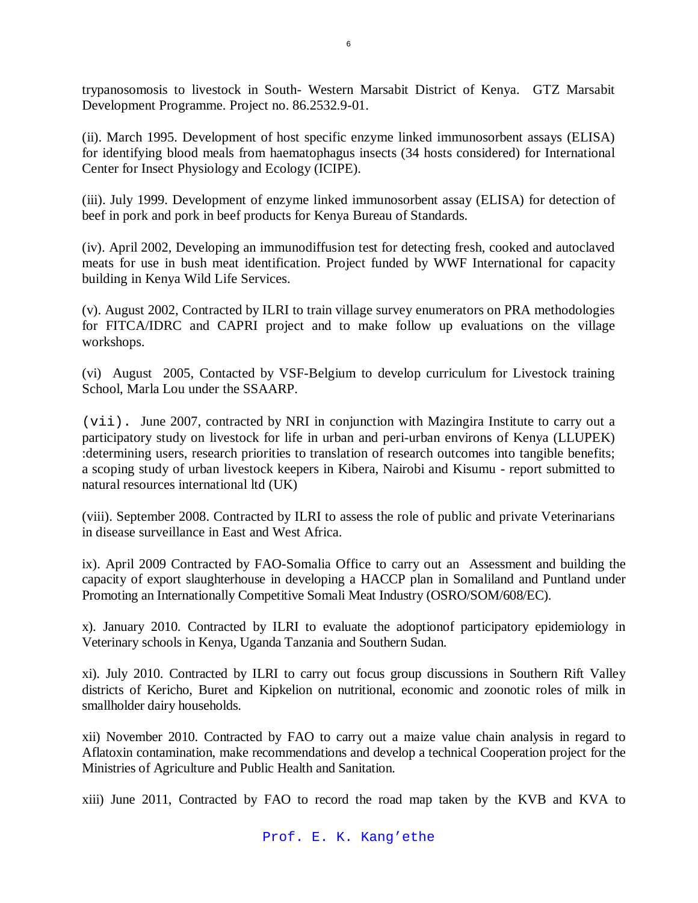trypanosomosis to livestock in South- Western Marsabit District of Kenya. GTZ Marsabit Development Programme. Project no. 86.2532.9-01.

(ii). March 1995. Development of host specific enzyme linked immunosorbent assays (ELISA) for identifying blood meals from haematophagus insects (34 hosts considered) for International Center for Insect Physiology and Ecology (ICIPE).

(iii). July 1999. Development of enzyme linked immunosorbent assay (ELISA) for detection of beef in pork and pork in beef products for Kenya Bureau of Standards.

(iv). April 2002, Developing an immunodiffusion test for detecting fresh, cooked and autoclaved meats for use in bush meat identification. Project funded by WWF International for capacity building in Kenya Wild Life Services.

(v). August 2002, Contracted by ILRI to train village survey enumerators on PRA methodologies for FITCA/IDRC and CAPRI project and to make follow up evaluations on the village workshops.

(vi) August 2005, Contacted by VSF-Belgium to develop curriculum for Livestock training School, Marla Lou under the SSAARP.

(vii). June 2007, contracted by NRI in conjunction with Mazingira Institute to carry out a participatory study on livestock for life in urban and peri-urban environs of Kenya (LLUPEK) :determining users, research priorities to translation of research outcomes into tangible benefits; a scoping study of urban livestock keepers in Kibera, Nairobi and Kisumu - report submitted to natural resources international ltd (UK)

(viii). September 2008. Contracted by ILRI to assess the role of public and private Veterinarians in disease surveillance in East and West Africa.

ix). April 2009 Contracted by FAO-Somalia Office to carry out an Assessment and building the capacity of export slaughterhouse in developing a HACCP plan in Somaliland and Puntland under Promoting an Internationally Competitive Somali Meat Industry (OSRO/SOM/608/EC).

x). January 2010. Contracted by ILRI to evaluate the adoptionof participatory epidemiology in Veterinary schools in Kenya, Uganda Tanzania and Southern Sudan.

xi). July 2010. Contracted by ILRI to carry out focus group discussions in Southern Rift Valley districts of Kericho, Buret and Kipkelion on nutritional, economic and zoonotic roles of milk in smallholder dairy households.

xii) November 2010. Contracted by FAO to carry out a maize value chain analysis in regard to Aflatoxin contamination, make recommendations and develop a technical Cooperation project for the Ministries of Agriculture and Public Health and Sanitation.

xiii) June 2011, Contracted by FAO to record the road map taken by the KVB and KVA to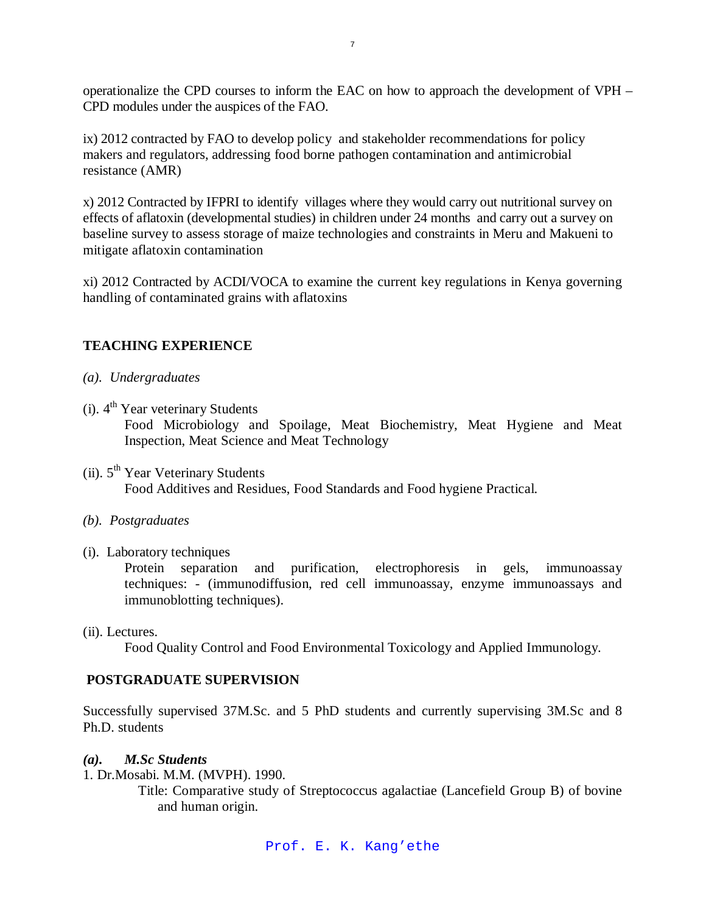operationalize the CPD courses to inform the EAC on how to approach the development of VPH – CPD modules under the auspices of the FAO.

ix) 2012 contracted by FAO to develop policy and stakeholder recommendations for policy makers and regulators, addressing food borne pathogen contamination and antimicrobial resistance (AMR)

x) 2012 Contracted by IFPRI to identify villages where they would carry out nutritional survey on effects of aflatoxin (developmental studies) in children under 24 months and carry out a survey on baseline survey to assess storage of maize technologies and constraints in Meru and Makueni to mitigate aflatoxin contamination

xi) 2012 Contracted by ACDI/VOCA to examine the current key regulations in Kenya governing handling of contaminated grains with aflatoxins

## TEACHING EXPERIENCE

*(a). Undergraduates*

(i). 4th Year veterinary Students

Food Microbiology and Spoilage, Meat Biochemistry, Meat Hygiene and Meat Inspection, Meat Science and Meat Technology

(ii). 5th Year Veterinary Students

Food Additives and Residues, Food Standards and Food hygiene Practical.

*(b). Postgraduates*

(i). Laboratory techniques

Protein separation and purification, electrophoresis in gels, immunoassay techniques: - (immunodiffusion, red cell immunoassay, enzyme immunoassays and immunoblotting techniques).

(ii). Lectures.

Food Quality Control and Food Environmental Toxicology and Applied Immunology.

## POSTGRADUATE SUPERVISION

Successfully supervised 37M.Sc. and 5 PhD students and currently supervising 3M.Sc and 8 Ph.D. students

***(a). M.Sc Students***

1. Dr.Mosabi. M.M. (MVPH). 1990.

   Title: Comparative study of Streptococcus agalactiae (Lancefield Group B) of bovine and human origin.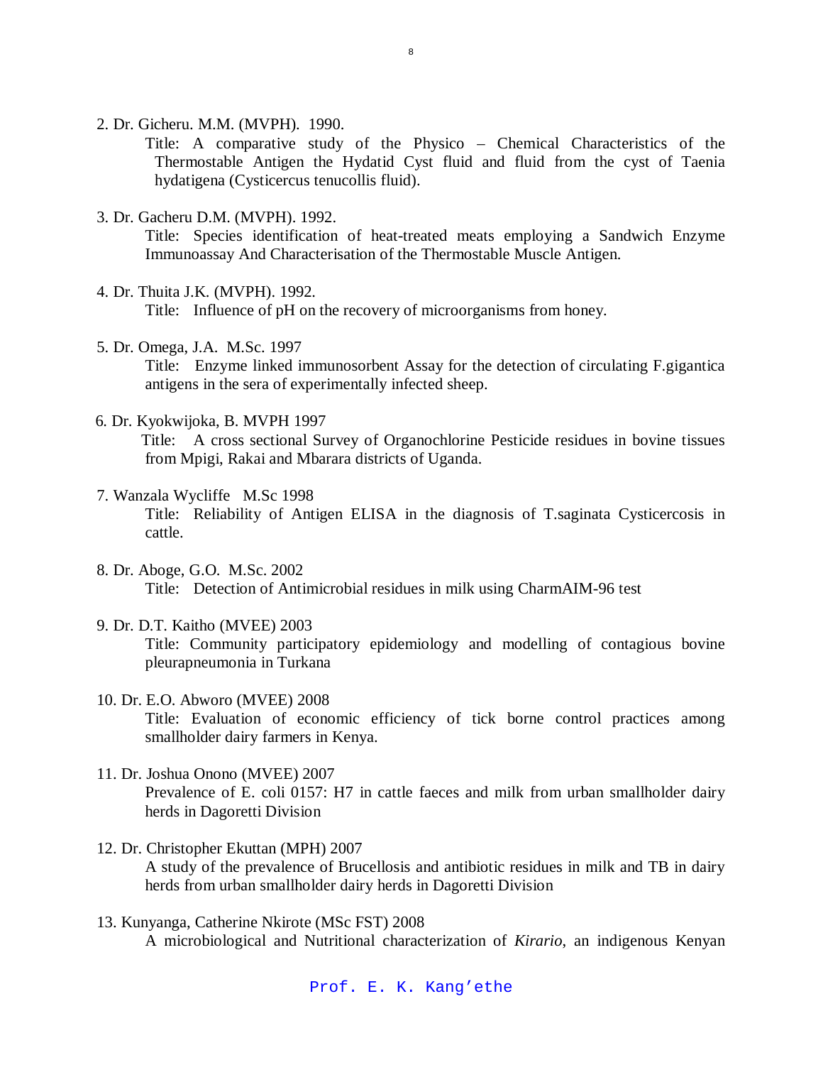2. Dr. Gicheru. M.M. (MVPH). 1990.

   Title: A comparative study of the Physico – Chemical Characteristics of the Thermostable Antigen the Hydatid Cyst fluid and fluid from the cyst of Taenia hydatigena (Cysticercus tenucollis fluid).

3. Dr. Gacheru D.M. (MVPH). 1992.

   Title: Species identification of heat-treated meats employing a Sandwich Enzyme Immunoassay And Characterisation of the Thermostable Muscle Antigen.

4. Dr. Thuita J.K. (MVPH). 1992.

   Title: Influence of pH on the recovery of microorganisms from honey.

5. Dr. Omega, J.A. M.Sc. 1997

   Title: Enzyme linked immunosorbent Assay for the detection of circulating F.gigantica antigens in the sera of experimentally infected sheep.

6. Dr. Kyokwijoka, B. MVPH 1997

   Title: A cross sectional Survey of Organochlorine Pesticide residues in bovine tissues from Mpigi, Rakai and Mbarara districts of Uganda.

7. Wanzala Wycliffe M.Sc 1998

   Title: Reliability of Antigen ELISA in the diagnosis of T.saginata Cysticercosis in cattle.

8. Dr. Aboge, G.O. M.Sc. 2002

   Title: Detection of Antimicrobial residues in milk using CharmAIM-96 test

9. Dr. D.T. Kaitho (MVEE) 2003

   Title: Community participatory epidemiology and modelling of contagious bovine pleurapneumonia in Turkana

10. Dr. E.O. Abworo (MVEE) 2008

    Title: Evaluation of economic efficiency of tick borne control practices among smallholder dairy farmers in Kenya.

11. Dr. Joshua Onono (MVEE) 2007

    Prevalence of E. coli 0157: H7 in cattle faeces and milk from urban smallholder dairy herds in Dagoretti Division

12. Dr. Christopher Ekuttan (MPH) 2007

    A study of the prevalence of Brucellosis and antibiotic residues in milk and TB in dairy herds from urban smallholder dairy herds in Dagoretti Division

13. Kunyanga, Catherine Nkirote (MSc FST) 2008

    A microbiological and Nutritional characterization of *Kirario*, an indigenous Kenyan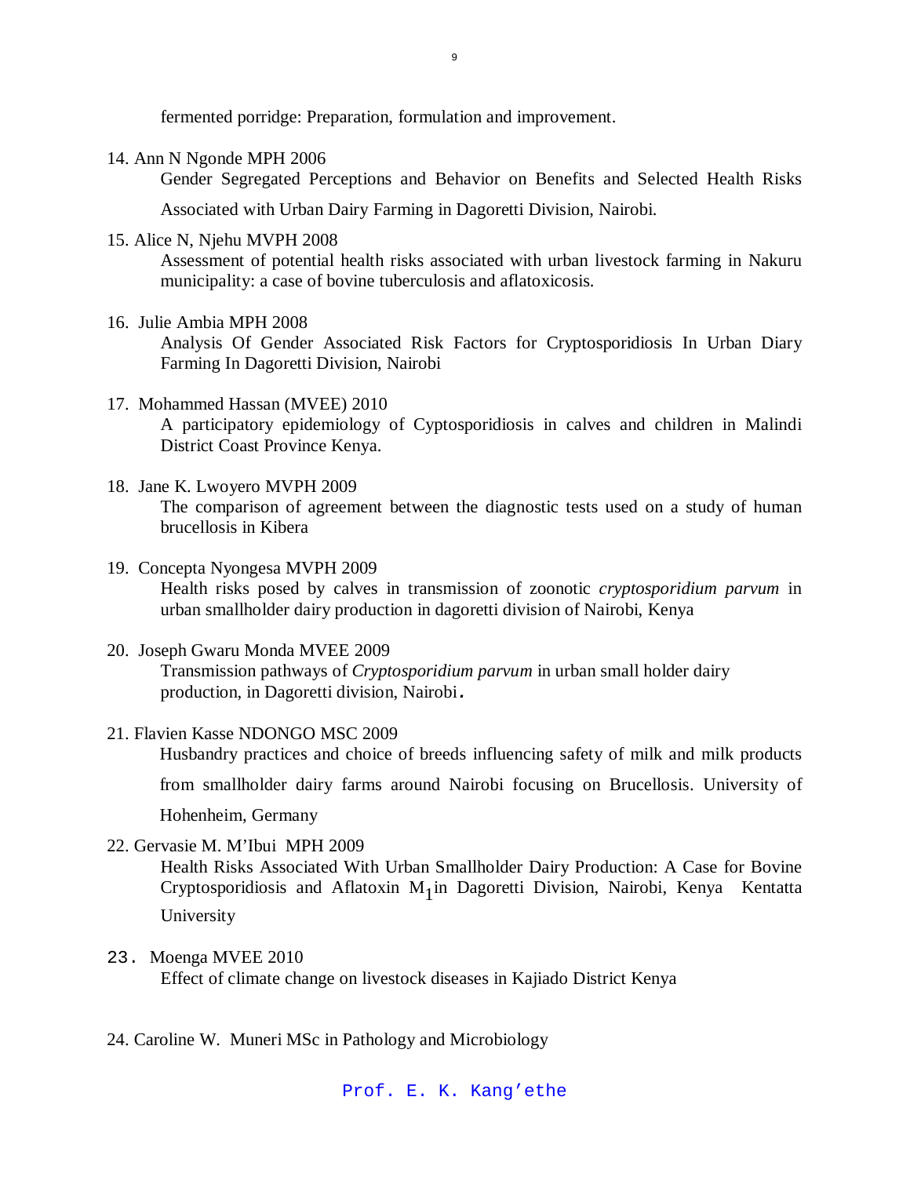fermented porridge: Preparation, formulation and improvement.

14. Ann N Ngonde MPH 2006
    Gender Segregated Perceptions and Behavior on Benefits and Selected Health Risks Associated with Urban Dairy Farming in Dagoretti Division, Nairobi.

15. Alice N, Njehu MVPH 2008
    Assessment of potential health risks associated with urban livestock farming in Nakuru municipality: a case of bovine tuberculosis and aflatoxicosis.

16. Julie Ambia MPH 2008
    Analysis Of Gender Associated Risk Factors for Cryptosporidiosis In Urban Diary Farming In Dagoretti Division, Nairobi

17. Mohammed Hassan (MVEE) 2010
    A participatory epidemiology of Cyptosporidiosis in calves and children in Malindi District Coast Province Kenya.

18. Jane K. Lwoyero MVPH 2009
    The comparison of agreement between the diagnostic tests used on a study of human brucellosis in Kibera

19. Concepta Nyongesa MVPH 2009
    Health risks posed by calves in transmission of zoonotic *cryptosporidium parvum* in urban smallholder dairy production in dagoretti division of Nairobi, Kenya

20. Joseph Gwaru Monda MVEE 2009
    Transmission pathways of *Cryptosporidium parvum* in urban small holder dairy production, in Dagoretti division, Nairobi.

21. Flavien Kasse NDONGO MSC 2009
    Husbandry practices and choice of breeds influencing safety of milk and milk products from smallholder dairy farms around Nairobi focusing on Brucellosis. University of Hohenheim, Germany

22. Gervasie M. M'Ibui MPH 2009
    Health Risks Associated With Urban Smallholder Dairy Production: A Case for Bovine Cryptosporidiosis and Aflatoxin $M_1$ in Dagoretti Division, Nairobi, Kenya Kentatta University

23. Moenga MVEE 2010
    Effect of climate change on livestock diseases in Kajiado District Kenya

24. Caroline W. Muneri MSc in Pathology and Microbiology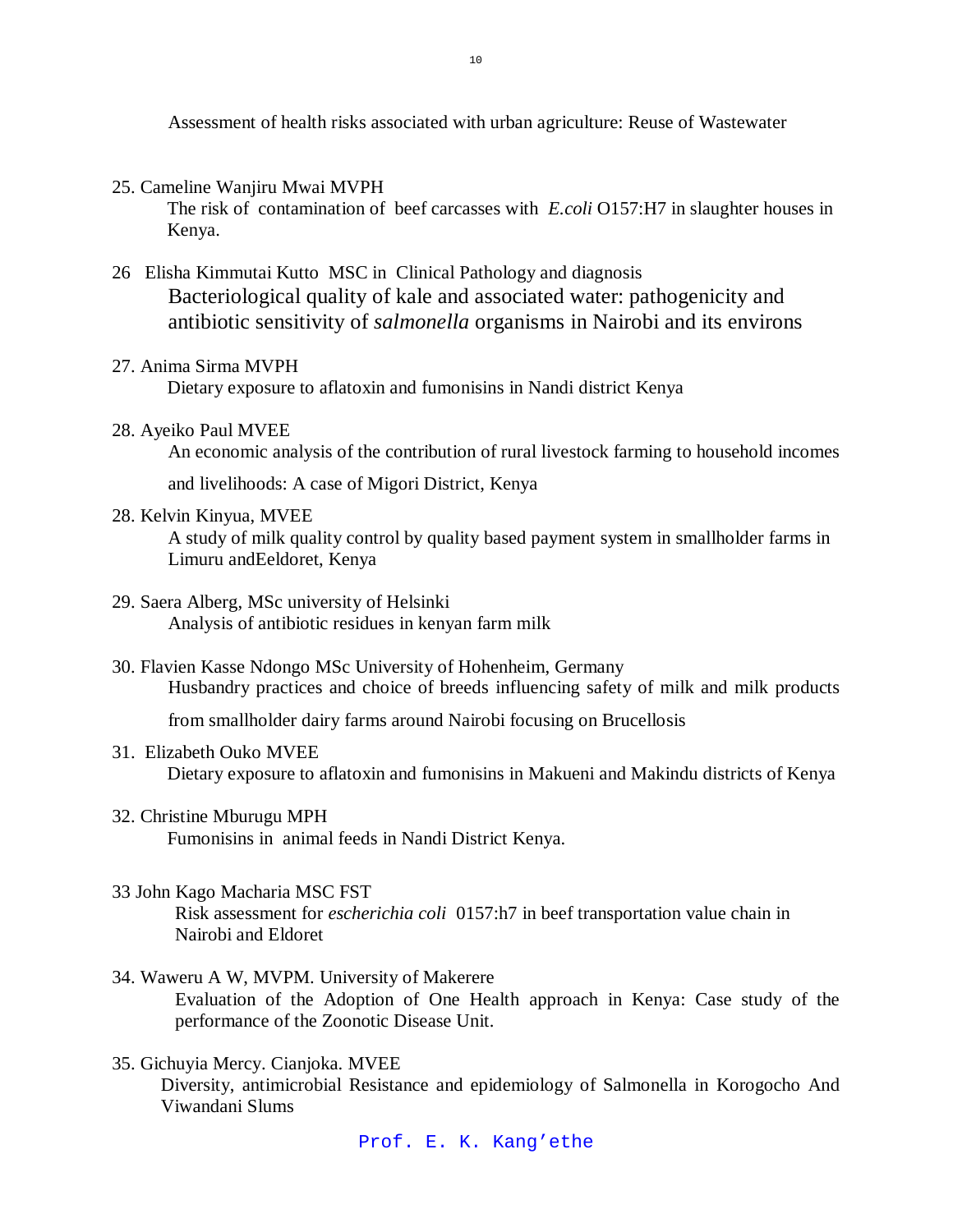Assessment of health risks associated with urban agriculture: Reuse of Wastewater

25. Cameline Wanjiru Mwai MVPH
    The risk of contamination of beef carcasses with *E.coli* O157:H7 in slaughter houses in Kenya.

26 Elisha Kimmutai Kutto MSC in Clinical Pathology and diagnosis
    Bacteriological quality of kale and associated water: pathogenicity and antibiotic sensitivity of *salmonella* organisms in Nairobi and its environs

27. Anima Sirma MVPH
    Dietary exposure to aflatoxin and fumonisins in Nandi district Kenya

28. Ayeiko Paul MVEE
    An economic analysis of the contribution of rural livestock farming to household incomes and livelihoods: A case of Migori District, Kenya

28. Kelvin Kinyua, MVEE
    A study of milk quality control by quality based payment system in smallholder farms in Limuru andEeldoret, Kenya

29. Saera Alberg, MSc university of Helsinki
    Analysis of antibiotic residues in kenyan farm milk

30. Flavien Kasse Ndongo MSc University of Hohenheim, Germany
    Husbandry practices and choice of breeds influencing safety of milk and milk products from smallholder dairy farms around Nairobi focusing on Brucellosis

31. Elizabeth Ouko MVEE
    Dietary exposure to aflatoxin and fumonisins in Makueni and Makindu districts of Kenya

32. Christine Mburugu MPH
    Fumonisins in animal feeds in Nandi District Kenya.

33 John Kago Macharia MSC FST
    Risk assessment for *escherichia coli* 0157:h7 in beef transportation value chain in Nairobi and Eldoret

34. Waweru A W, MVPM. University of Makerere
    Evaluation of the Adoption of One Health approach in Kenya: Case study of the performance of the Zoonotic Disease Unit.

35. Gichuyia Mercy. Cianjoka. MVEE
    Diversity, antimicrobial Resistance and epidemiology of Salmonella in Korogocho And Viwandani Slums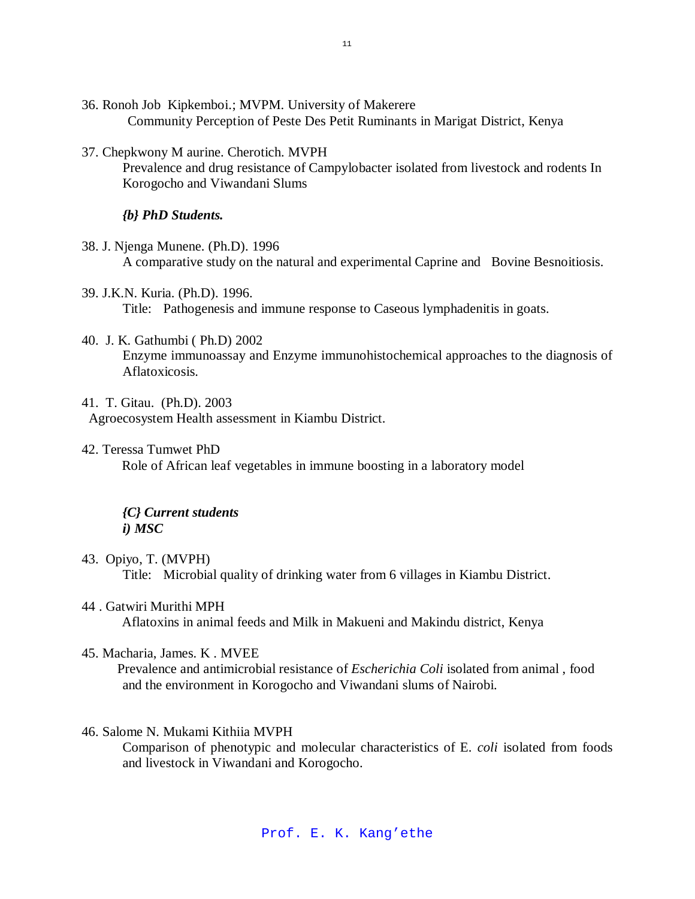36. Ronoh Job Kipkemboi.; MVPM. University of Makerere
    Community Perception of Peste Des Petit Ruminants in Marigat District, Kenya

37. Chepkwony M aurine. Cherotich. MVPH
    Prevalence and drug resistance of Campylobacter isolated from livestock and rodents In Korogocho and Viwandani Slums

***{b} PhD Students.***

38. J. Njenga Munene. (Ph.D). 1996
    A comparative study on the natural and experimental Caprine and Bovine Besnoitiosis.

39. J.K.N. Kuria. (Ph.D). 1996.
    Title: Pathogenesis and immune response to Caseous lymphadenitis in goats.

40. J. K. Gathumbi ( Ph.D) 2002
    Enzyme immunoassay and Enzyme immunohistochemical approaches to the diagnosis of Aflatoxicosis.

41. T. Gitau. (Ph.D). 2003
    Agroecosystem Health assessment in Kiambu District.

42. Teressa Tumwet PhD
    Role of African leaf vegetables in immune boosting in a laboratory model

***{C} Current students***
***i) MSC***

43. Opiyo, T. (MVPH)
    Title: Microbial quality of drinking water from 6 villages in Kiambu District.

44 . Gatwiri Murithi MPH
    Aflatoxins in animal feeds and Milk in Makueni and Makindu district, Kenya

45. Macharia, James. K . MVEE
    Prevalence and antimicrobial resistance of *Escherichia Coli* isolated from animal , food and the environment in Korogocho and Viwandani slums of Nairobi.

46. Salome N. Mukami Kithiia MVPH
    Comparison of phenotypic and molecular characteristics of E. *coli* isolated from foods and livestock in Viwandani and Korogocho.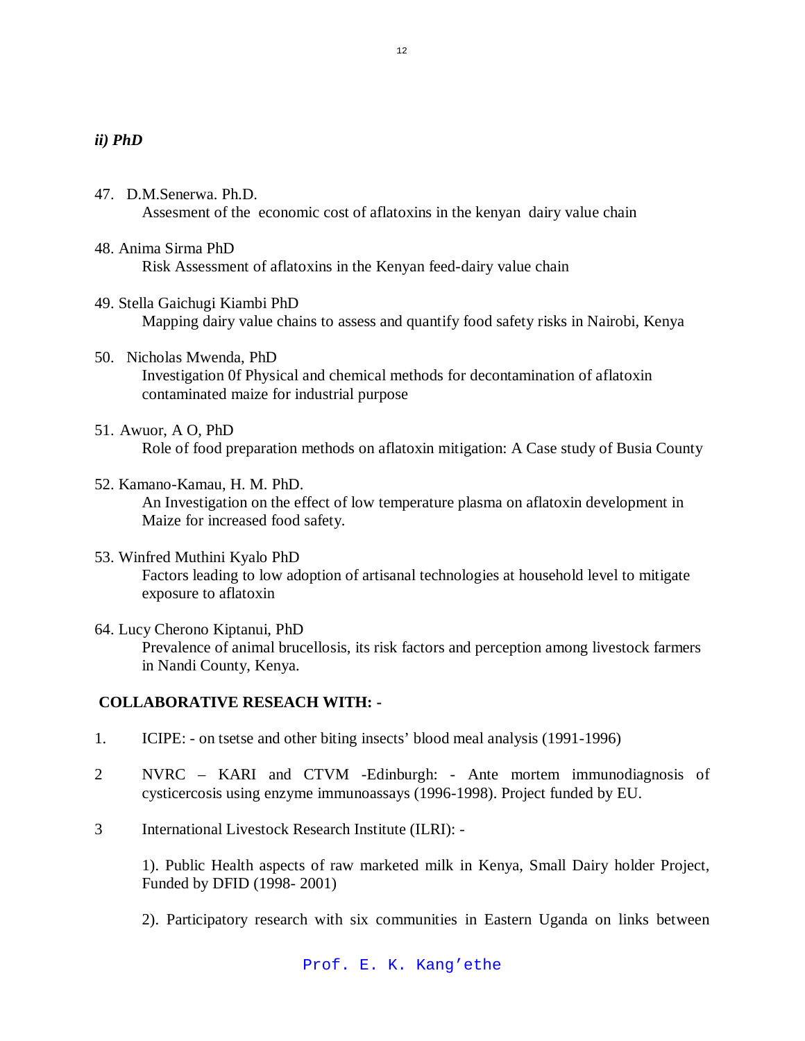### *ii) PhD*

47. D.M.Senerwa. Ph.D.
    Assesment of the economic cost of aflatoxins in the kenyan dairy value chain

48. Anima Sirma PhD
    Risk Assessment of aflatoxins in the Kenyan feed-dairy value chain

49. Stella Gaichugi Kiambi PhD
    Mapping dairy value chains to assess and quantify food safety risks in Nairobi, Kenya

50. Nicholas Mwenda, PhD
    Investigation 0f Physical and chemical methods for decontamination of aflatoxin contaminated maize for industrial purpose

51. Awuor, A O, PhD
    Role of food preparation methods on aflatoxin mitigation: A Case study of Busia County

52. Kamano-Kamau, H. M. PhD.
    An Investigation on the effect of low temperature plasma on aflatoxin development in Maize for increased food safety.

53. Winfred Muthini Kyalo PhD
    Factors leading to low adoption of artisanal technologies at household level to mitigate exposure to aflatoxin

64. Lucy Cherono Kiptanui, PhD
    Prevalence of animal brucellosis, its risk factors and perception among livestock farmers in Nandi County, Kenya.

**COLLABORATIVE RESEACH WITH: -**

1. ICIPE: - on tsetse and other biting insects' blood meal analysis (1991-1996)

2. NVRC – KARI and CTVM -Edinburgh: - Ante mortem immunodiagnosis of cysticercosis using enzyme immunoassays (1996-1998). Project funded by EU.

3. International Livestock Research Institute (ILRI): -

   1). Public Health aspects of raw marketed milk in Kenya, Small Dairy holder Project, Funded by DFID (1998- 2001)

   2). Participatory research with six communities in Eastern Uganda on links between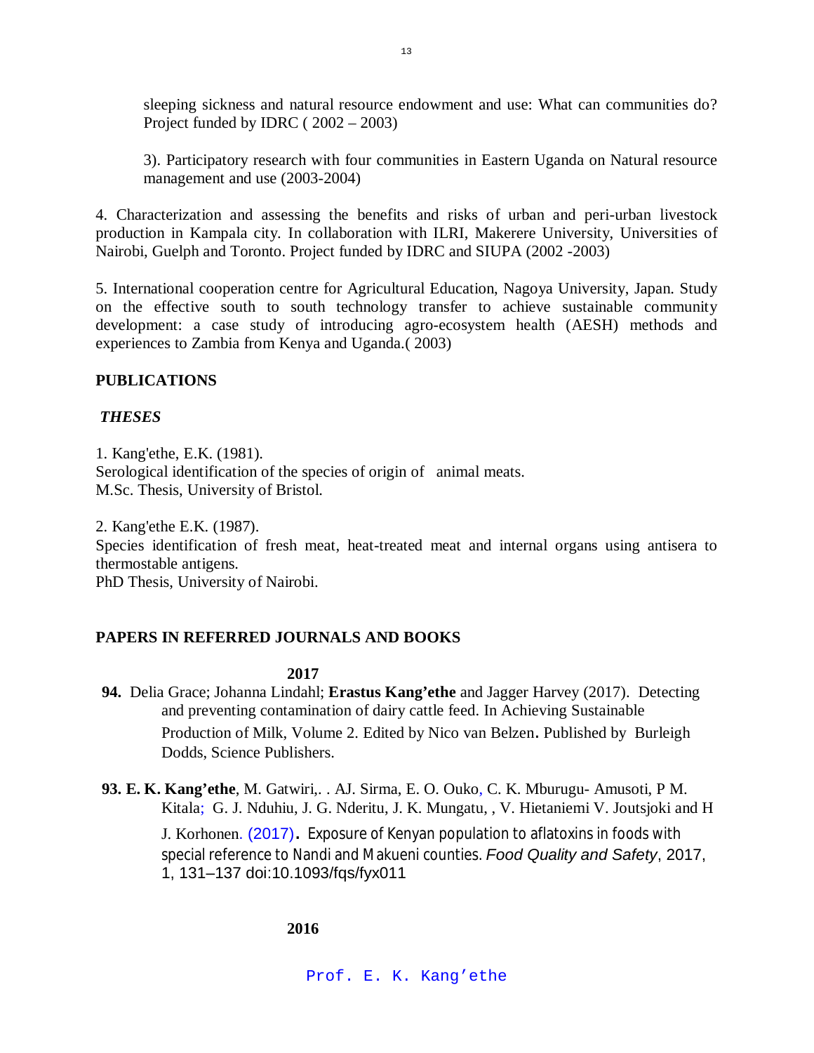sleeping sickness and natural resource endowment and use: What can communities do? Project funded by IDRC ( 2002 – 2003)

3). Participatory research with four communities in Eastern Uganda on Natural resource management and use (2003-2004)

4. Characterization and assessing the benefits and risks of urban and peri-urban livestock production in Kampala city. In collaboration with ILRI, Makerere University, Universities of Nairobi, Guelph and Toronto. Project funded by IDRC and SIUPA (2002 -2003)

5. International cooperation centre for Agricultural Education, Nagoya University, Japan. Study on the effective south to south technology transfer to achieve sustainable community development: a case study of introducing agro-ecosystem health (AESH) methods and experiences to Zambia from Kenya and Uganda.( 2003)

## PUBLICATIONS

### *THESES*

1. Kang'ethe, E.K. (1981).
Serological identification of the species of origin of animal meats.
M.Sc. Thesis, University of Bristol.

2. Kang'ethe E.K. (1987).
Species identification of fresh meat, heat-treated meat and internal organs using antisera to thermostable antigens.
PhD Thesis, University of Nairobi.

### PAPERS IN REFERRED JOURNALS AND BOOKS

**2017**

**94.** Delia Grace; Johanna Lindahl; **Erastus Kang'ethe** and Jagger Harvey (2017). Detecting and preventing contamination of dairy cattle feed. In Achieving Sustainable Production of Milk, Volume 2. Edited by Nico van Belzen. Published by Burleigh Dodds, Science Publishers.

**93. E. K. Kang'ethe**, M. Gatwiri,. . AJ. Sirma, E. O. Ouko, C. K. Mburugu- Amusoti, P M. Kitala; G. J. Nduhiu, J. G. Nderitu, J. K. Mungatu, , V. Hietaniemi V. Joutsjoki and H J. Korhonen. (2017). Exposure of Kenyan population to aflatoxins in foods with special reference to Nandi and Makueni counties. *Food Quality and Safety*, 2017, 1, 131–137 doi:10.1093/fqs/fyx011

**2016**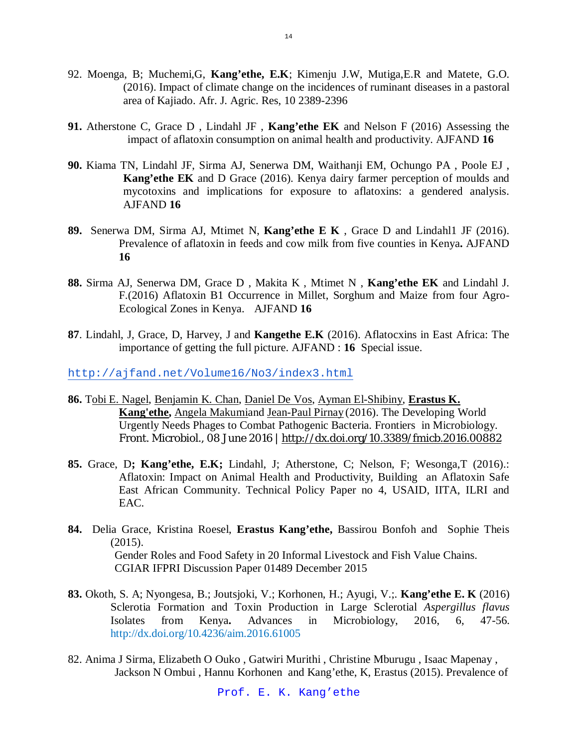92. Moenga, B; Muchemi,G, **Kang'ethe, E.K**; Kimenju J.W, Mutiga,E.R and Matete, G.O. (2016). Impact of climate change on the incidences of ruminant diseases in a pastoral area of Kajiado. Afr. J. Agric. Res, 10 2389-2396

**91.** Atherstone C, Grace D , Lindahl JF , **Kang'ethe EK** and Nelson F (2016) Assessing the impact of aflatoxin consumption on animal health and productivity. AJFAND **16**

**90.** Kiama TN, Lindahl JF, Sirma AJ, Senerwa DM, Waithanji EM, Ochungo PA , Poole EJ , **Kang'ethe EK** and D Grace (2016). Kenya dairy farmer perception of moulds and mycotoxins and implications for exposure to aflatoxins: a gendered analysis. AJFAND **16**

**89.** Senerwa DM, Sirma AJ, Mtimet N, **Kang'ethe E K** , Grace D and Lindahl1 JF (2016). Prevalence of aflatoxin in feeds and cow milk from five counties in Kenya**.** AJFAND **16**

**88.** Sirma AJ, Senerwa DM, Grace D , Makita K , Mtimet N , **Kang'ethe EK** and Lindahl J. F.(2016) Aflatoxin B1 Occurrence in Millet, Sorghum and Maize from four Agro-Ecological Zones in Kenya. AJFAND **16**

**87**. Lindahl, J, Grace, D, Harvey, J and **Kangethe E.K** (2016). Aflatocxins in East Africa: The importance of getting the full picture. AJFAND : **16** Special issue.

http://ajfand.net/Volume16/No3/index3.html

**86.** Tobi E. Nagel, Benjamin K. Chan, Daniel De Vos, Ayman El-Shibiny, **Erastus K. Kang'ethe,** Angela Makumiand Jean-Paul Pirnay (2016). The Developing World Urgently Needs Phages to Combat Pathogenic Bacteria. Frontiers in Microbiology. Front. Microbiol., 08 June 2016 | http://dx.doi.org/10.3389/fmicb.2016.00882

**85.** Grace, D**; Kang'ethe, E.K;** Lindahl, J; Atherstone, C; Nelson, F; Wesonga,T (2016).: Aflatoxin: Impact on Animal Health and Productivity, Building an Aflatoxin Safe East African Community. Technical Policy Paper no 4, USAID, IITA, ILRI and EAC.

**84.** Delia Grace, Kristina Roesel, **Erastus Kang'ethe,** Bassirou Bonfoh and Sophie Theis (2015). Gender Roles and Food Safety in 20 Informal Livestock and Fish Value Chains. CGIAR IFPRI Discussion Paper 01489 December 2015

**83.** Okoth, S. A; Nyongesa, B.; Joutsjoki, V.; Korhonen, H.; Ayugi, V.;. **Kang'ethe E. K** (2016) Sclerotia Formation and Toxin Production in Large Sclerotial *Aspergillus flavus* Isolates from Kenya**.** Advances in Microbiology, 2016, 6, 47-56. http://dx.doi.org/10.4236/aim.2016.61005

82. Anima J Sirma, Elizabeth O Ouko , Gatwiri Murithi , Christine Mburugu , Isaac Mapenay , Jackson N Ombui , Hannu Korhonen and Kang'ethe, K, Erastus (2015). Prevalence of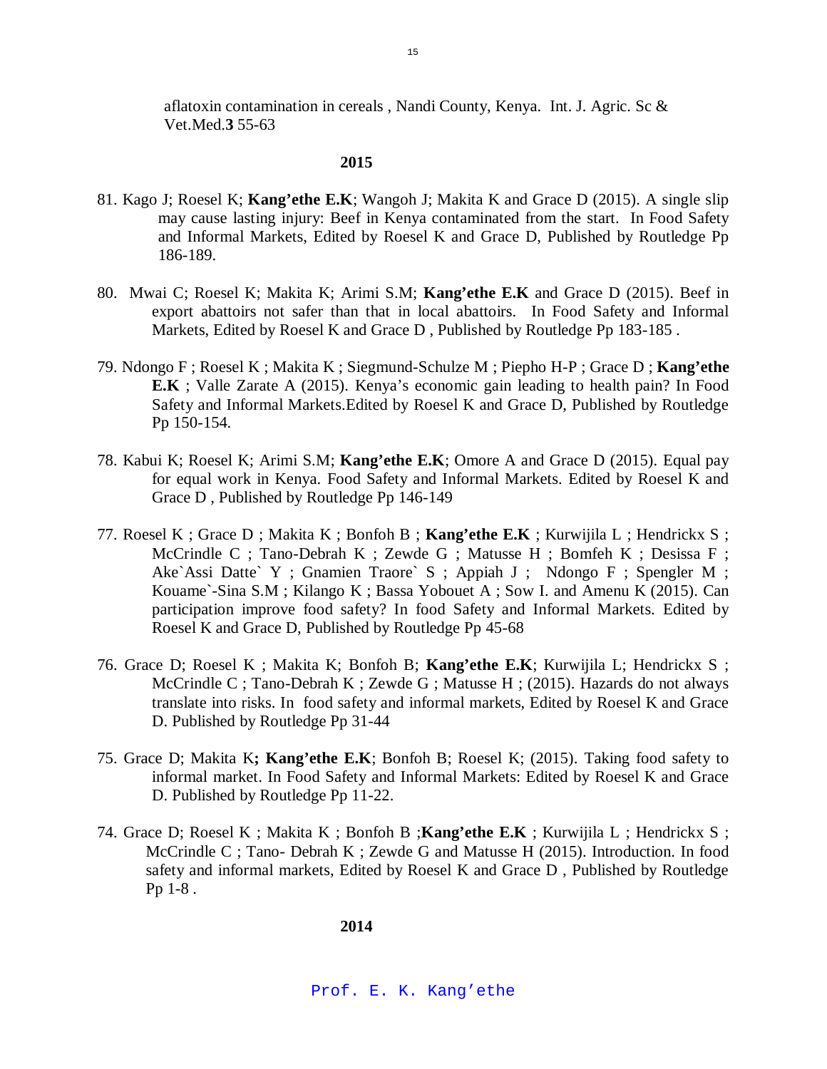aflatoxin contamination in cereals , Nandi County, Kenya. Int. J. Agric. Sc & Vet.Med.**3** 55-63

**2015**

81. Kago J; Roesel K; **Kang'ethe E.K**; Wangoh J; Makita K and Grace D (2015). A single slip may cause lasting injury: Beef in Kenya contaminated from the start. In Food Safety and Informal Markets, Edited by Roesel K and Grace D, Published by Routledge Pp 186-189.

80. Mwai C; Roesel K; Makita K; Arimi S.M; **Kang'ethe E.K** and Grace D (2015). Beef in export abattoirs not safer than that in local abattoirs. In Food Safety and Informal Markets, Edited by Roesel K and Grace D , Published by Routledge Pp 183-185 .

79. Ndongo F ; Roesel K ; Makita K ; Siegmund-Schulze M ; Piepho H-P ; Grace D ; **Kang'ethe E.K** ; Valle Zarate A (2015). Kenya's economic gain leading to health pain? In Food Safety and Informal Markets.Edited by Roesel K and Grace D, Published by Routledge Pp 150-154.

78. Kabui K; Roesel K; Arimi S.M; **Kang'ethe E.K**; Omore A and Grace D (2015). Equal pay for equal work in Kenya. Food Safety and Informal Markets. Edited by Roesel K and Grace D , Published by Routledge Pp 146-149

77. Roesel K ; Grace D ; Makita K ; Bonfoh B ; **Kang'ethe E.K** ; Kurwijila L ; Hendrickx S ; McCrindle C ; Tano-Debrah K ; Zewde G ; Matusse H ; Bomfeh K ; Desissa F ; Ake`Assi Datte` Y ; Gnamien Traore` S ; Appiah J ; Ndongo F ; Spengler M ; Kouame`-Sina S.M ; Kilango K ; Bassa Yobouet A ; Sow I. and Amenu K (2015). Can participation improve food safety? In food Safety and Informal Markets. Edited by Roesel K and Grace D, Published by Routledge Pp 45-68

76. Grace D; Roesel K ; Makita K; Bonfoh B; **Kang'ethe E.K**; Kurwijila L; Hendrickx S ; McCrindle C ; Tano-Debrah K ; Zewde G ; Matusse H ; (2015). Hazards do not always translate into risks. In food safety and informal markets, Edited by Roesel K and Grace D. Published by Routledge Pp 31-44

75. Grace D; Makita K**; Kang'ethe E.K**; Bonfoh B; Roesel K; (2015). Taking food safety to informal market. In Food Safety and Informal Markets: Edited by Roesel K and Grace D. Published by Routledge Pp 11-22.

74. Grace D; Roesel K ; Makita K ; Bonfoh B ;**Kang'ethe E.K** ; Kurwijila L ; Hendrickx S ; McCrindle C ; Tano- Debrah K ; Zewde G and Matusse H (2015). Introduction. In food safety and informal markets, Edited by Roesel K and Grace D , Published by Routledge Pp 1-8 .

**2014**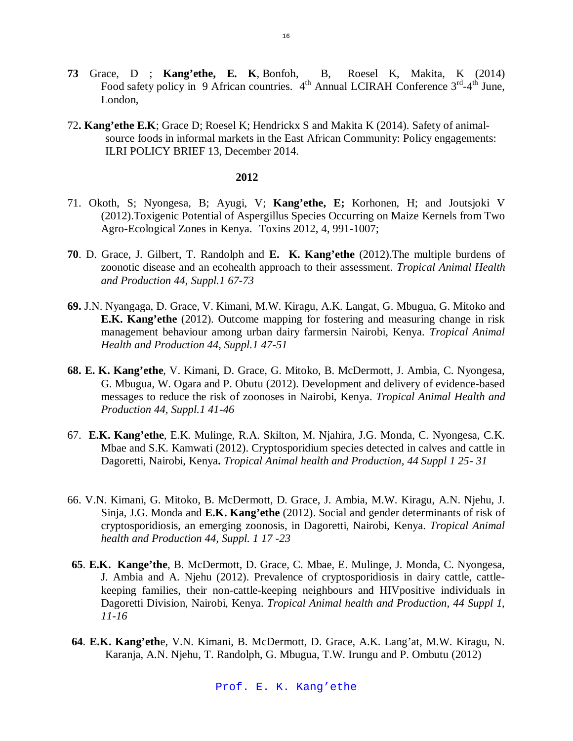**73** Grace, D ; **Kang'ethe, E. K**, Bonfoh, B, Roesel K, Makita, K (2014) Food safety policy in 9 African countries. 4th Annual LCIRAH Conference 3rd-4th June, London,

72**. Kang'ethe E.K**; Grace D; Roesel K; Hendrickx S and Makita K (2014). Safety of animal-source foods in informal markets in the East African Community: Policy engagements: ILRI POLICY BRIEF 13, December 2014.

**2012**

71. Okoth, S; Nyongesa, B; Ayugi, V; **Kang'ethe, E;** Korhonen, H; and Joutsjoki V (2012).Toxigenic Potential of Aspergillus Species Occurring on Maize Kernels from Two Agro-Ecological Zones in Kenya. Toxins 2012, 4, 991-1007;

**70**. D. Grace, J. Gilbert, T. Randolph and **E. K. Kang'ethe** (2012).The multiple burdens of zoonotic disease and an ecohealth approach to their assessment. *Tropical Animal Health and Production 44, Suppl.1 67-73*

**69.** J.N. Nyangaga, D. Grace, V. Kimani, M.W. Kiragu, A.K. Langat, G. Mbugua, G. Mitoko and **E.K. Kang'ethe** (2012). Outcome mapping for fostering and measuring change in risk management behaviour among urban dairy farmersin Nairobi, Kenya. *Tropical Animal Health and Production 44, Suppl.1 47-51*

**68. E. K. Kang'ethe**, V. Kimani, D. Grace, G. Mitoko, B. McDermott, J. Ambia, C. Nyongesa, G. Mbugua, W. Ogara and P. Obutu (2012). Development and delivery of evidence-based messages to reduce the risk of zoonoses in Nairobi, Kenya. *Tropical Animal Health and Production 44, Suppl.1 41-46*

67. **E.K. Kang'ethe**, E.K. Mulinge, R.A. Skilton, M. Njahira, J.G. Monda, C. Nyongesa, C.K. Mbae and S.K. Kamwati (2012). Cryptosporidium species detected in calves and cattle in Dagoretti, Nairobi, Kenya**.** *Tropical Animal health and Production, 44 Suppl 1 25- 31*

66. V.N. Kimani, G. Mitoko, B. McDermott, D. Grace, J. Ambia, M.W. Kiragu, A.N. Njehu, J. Sinja, J.G. Monda and **E.K. Kang'ethe** (2012). Social and gender determinants of risk of cryptosporidiosis, an emerging zoonosis, in Dagoretti, Nairobi, Kenya. *Tropical Animal health and Production 44, Suppl. 1 17 -23*

**65**. **E.K. Kange'the**, B. McDermott, D. Grace, C. Mbae, E. Mulinge, J. Monda, C. Nyongesa, J. Ambia and A. Njehu (2012). Prevalence of cryptosporidiosis in dairy cattle, cattle-keeping families, their non-cattle-keeping neighbours and HIVpositive individuals in Dagoretti Division, Nairobi, Kenya. *Tropical Animal health and Production, 44 Suppl 1, 11-16*

**64**. **E.K. Kang'eth**e, V.N. Kimani, B. McDermott, D. Grace, A.K. Lang'at, M.W. Kiragu, N. Karanja, A.N. Njehu, T. Randolph, G. Mbugua, T.W. Irungu and P. Ombutu (2012)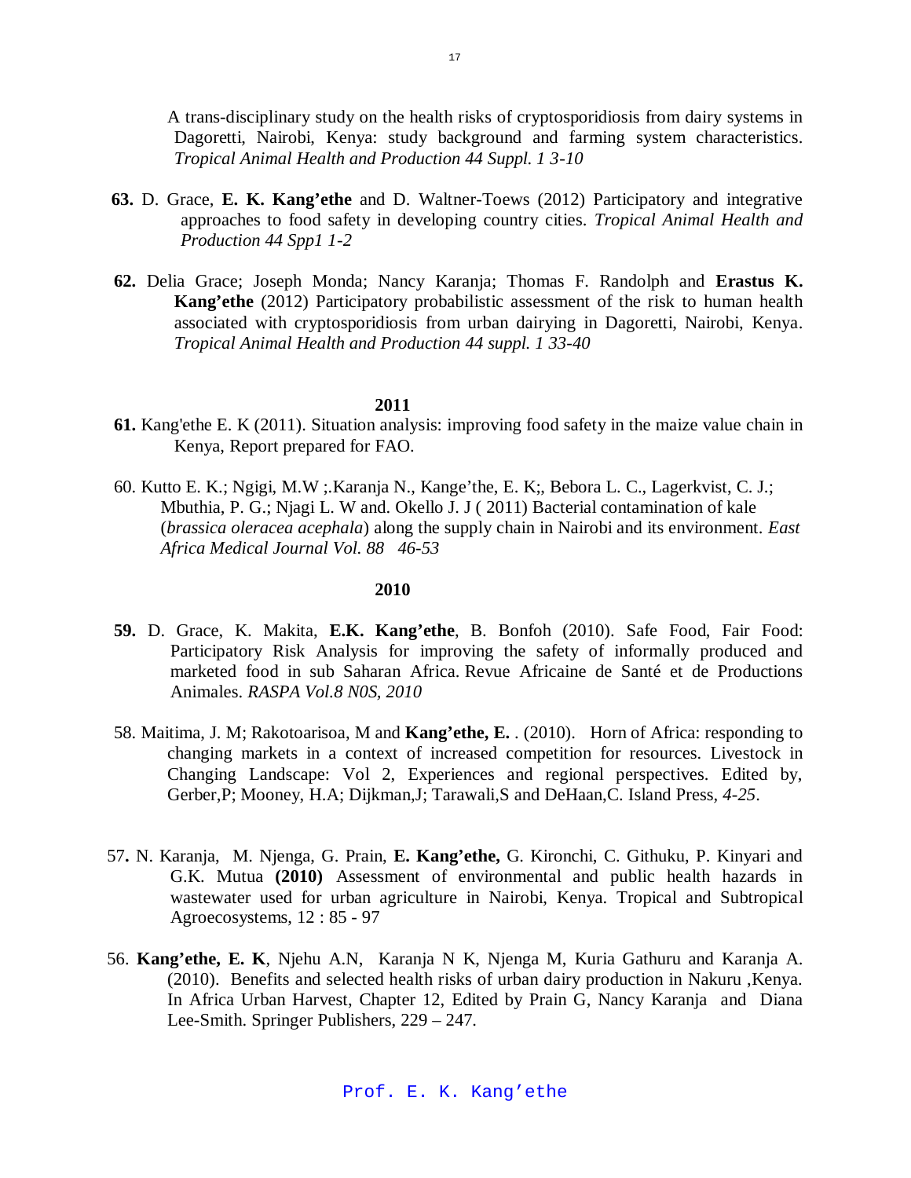A trans-disciplinary study on the health risks of cryptosporidiosis from dairy systems in Dagoretti, Nairobi, Kenya: study background and farming system characteristics. *Tropical Animal Health and Production 44 Suppl. 1 3-10*

**63.** D. Grace, **E. K. Kang'ethe** and D. Waltner-Toews (2012) Participatory and integrative approaches to food safety in developing country cities. *Tropical Animal Health and Production 44 Spp1 1-2*

**62.** Delia Grace; Joseph Monda; Nancy Karanja; Thomas F. Randolph and **Erastus K. Kang'ethe** (2012) Participatory probabilistic assessment of the risk to human health associated with cryptosporidiosis from urban dairying in Dagoretti, Nairobi, Kenya. *Tropical Animal Health and Production 44 suppl. 1 33-40*

**2011**

**61.** Kang'ethe E. K (2011). Situation analysis: improving food safety in the maize value chain in Kenya, Report prepared for FAO.

60. Kutto E. K.; Ngigi, M.W ;.Karanja N., Kange'the, E. K;, Bebora L. C., Lagerkvist, C. J.; Mbuthia, P. G.; Njagi L. W and. Okello J. J ( 2011) Bacterial contamination of kale (*brassica oleracea acephala*) along the supply chain in Nairobi and its environment. *East Africa Medical Journal Vol. 88 46-53*

**2010**

**59.** D. Grace, K. Makita, **E.K. Kang'ethe**, B. Bonfoh (2010). Safe Food, Fair Food: Participatory Risk Analysis for improving the safety of informally produced and marketed food in sub Saharan Africa. Revue Africaine de Santé et de Productions Animales. *RASPA Vol.8 N0S, 2010*

58. Maitima, J. M; Rakotoarisoa, M and **Kang'ethe, E.** . (2010). Horn of Africa: responding to changing markets in a context of increased competition for resources. Livestock in Changing Landscape: Vol 2, Experiences and regional perspectives. Edited by, Gerber,P; Mooney, H.A; Dijkman,J; Tarawali,S and DeHaan,C. Island Press, *4-25*.

57**.** N. Karanja, M. Njenga, G. Prain, **E. Kang'ethe,** G. Kironchi, C. Githuku, P. Kinyari and G.K. Mutua **(2010)** Assessment of environmental and public health hazards in wastewater used for urban agriculture in Nairobi, Kenya. Tropical and Subtropical Agroecosystems, 12 : 85 - 97

56. **Kang'ethe, E. K**, Njehu A.N, Karanja N K, Njenga M, Kuria Gathuru and Karanja A. (2010). Benefits and selected health risks of urban dairy production in Nakuru ,Kenya. In Africa Urban Harvest, Chapter 12, Edited by Prain G, Nancy Karanja and Diana Lee-Smith. Springer Publishers, 229 – 247.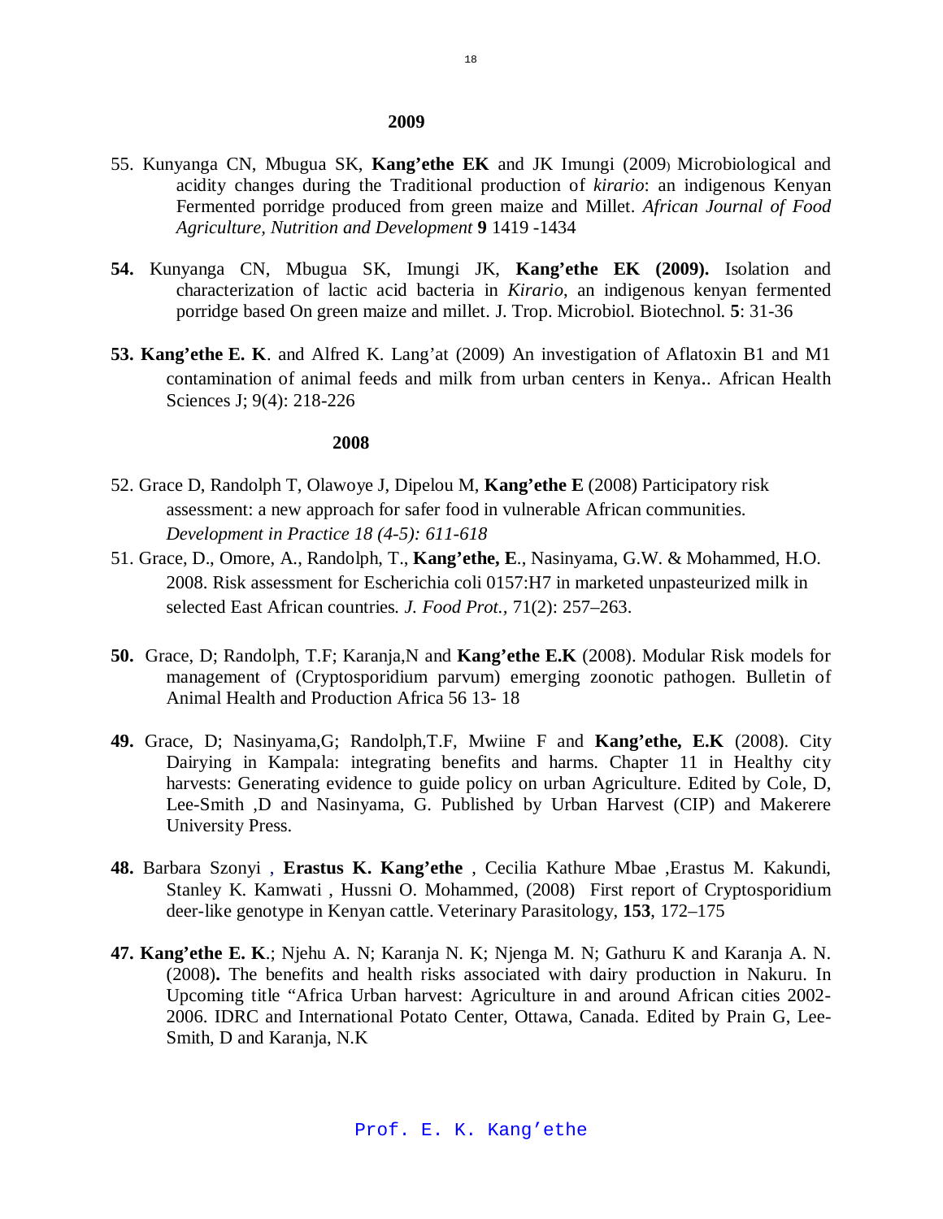**2009**

55. Kunyanga CN, Mbugua SK, **Kang'ethe EK** and JK Imungi (2009) Microbiological and acidity changes during the Traditional production of *kirario*: an indigenous Kenyan Fermented porridge produced from green maize and Millet. *African Journal of Food Agriculture, Nutrition and Development* **9** 1419 -1434

**54.** Kunyanga CN, Mbugua SK, Imungi JK, **Kang'ethe EK (2009).** Isolation and characterization of lactic acid bacteria in *Kirario*, an indigenous kenyan fermented porridge based On green maize and millet. J. Trop. Microbiol. Biotechnol. **5**: 31-36

**53. Kang'ethe E. K**. and Alfred K. Lang'at (2009) An investigation of Aflatoxin B1 and M1 contamination of animal feeds and milk from urban centers in Kenya.. African Health Sciences J; 9(4): 218-226

**2008**

52. Grace D, Randolph T, Olawoye J, Dipelou M, **Kang'ethe E** (2008) Participatory risk assessment: a new approach for safer food in vulnerable African communities. *Development in Practice 18 (4-5): 611-618*

51. Grace, D., Omore, A., Randolph, T., **Kang'ethe, E**., Nasinyama, G.W. & Mohammed, H.O. 2008. Risk assessment for Escherichia coli 0157:H7 in marketed unpasteurized milk in selected East African countries*. J. Food Prot.,* 71(2): 257–263.

**50.** Grace, D; Randolph, T.F; Karanja,N and **Kang'ethe E.K** (2008). Modular Risk models for management of (Cryptosporidium parvum) emerging zoonotic pathogen. Bulletin of Animal Health and Production Africa 56 13- 18

**49.** Grace, D; Nasinyama,G; Randolph,T.F, Mwiine F and **Kang'ethe, E.K** (2008). City Dairying in Kampala: integrating benefits and harms. Chapter 11 in Healthy city harvests: Generating evidence to guide policy on urban Agriculture. Edited by Cole, D, Lee-Smith ,D and Nasinyama, G. Published by Urban Harvest (CIP) and Makerere University Press.

**48.** Barbara Szonyi , **Erastus K. Kang'ethe** , Cecilia Kathure Mbae ,Erastus M. Kakundi, Stanley K. Kamwati , Hussni O. Mohammed, (2008) First report of Cryptosporidium deer-like genotype in Kenyan cattle. Veterinary Parasitology, **153**, 172–175

**47. Kang'ethe E. K**.; Njehu A. N; Karanja N. K; Njenga M. N; Gathuru K and Karanja A. N. (2008)**.** The benefits and health risks associated with dairy production in Nakuru. In Upcoming title "Africa Urban harvest: Agriculture in and around African cities 2002-2006. IDRC and International Potato Center, Ottawa, Canada. Edited by Prain G, Lee-Smith, D and Karanja, N.K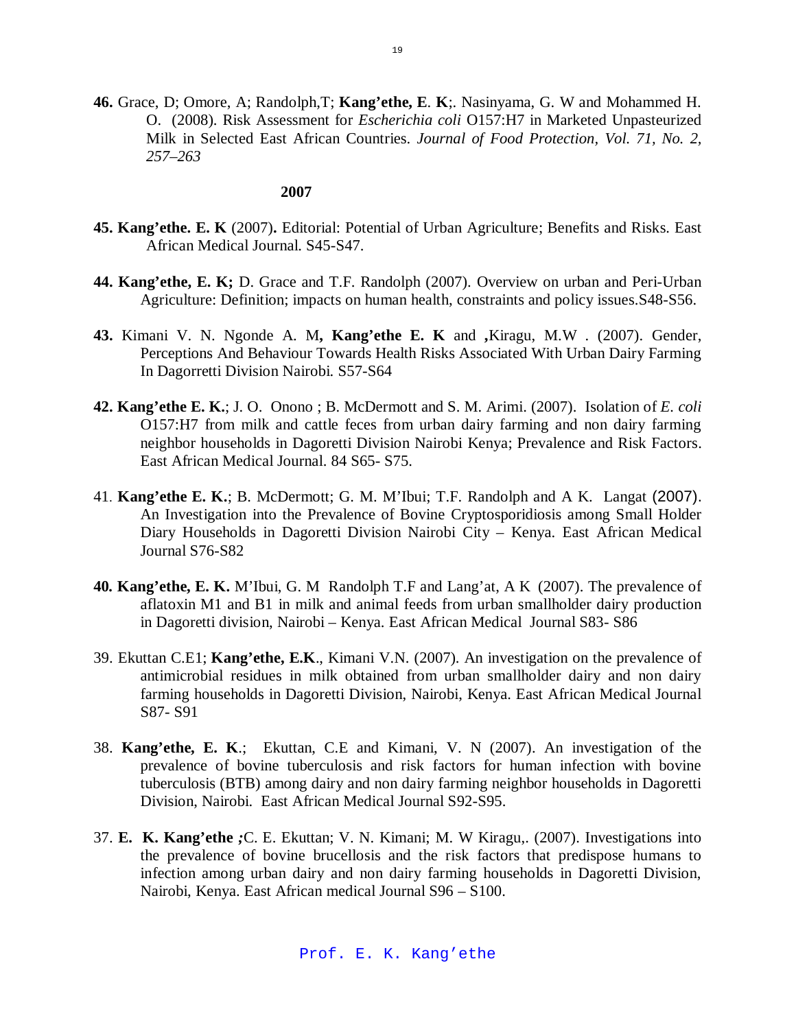**46.** Grace, D; Omore, A; Randolph,T; **Kang'ethe, E**. **K**;. Nasinyama, G. W and Mohammed H. O. (2008). Risk Assessment for *Escherichia coli* O157:H7 in Marketed Unpasteurized Milk in Selected East African Countries. *Journal of Food Protection, Vol. 71, No. 2, 257–263*

**2007**

**45. Kang'ethe. E. K** (2007)**.** Editorial: Potential of Urban Agriculture; Benefits and Risks. East African Medical Journal. S45-S47.

**44. Kang'ethe, E. K;** D. Grace and T.F. Randolph (2007). Overview on urban and Peri-Urban Agriculture: Definition; impacts on human health, constraints and policy issues.S48-S56.

**43.** Kimani V. N. Ngonde A. M**, Kang'ethe E. K** and **,**Kiragu, M.W . (2007). Gender, Perceptions And Behaviour Towards Health Risks Associated With Urban Dairy Farming In Dagorretti Division Nairobi. S57-S64

**42. Kang'ethe E. K.**; J. O. Onono ; B. McDermott and S. M. Arimi. (2007). Isolation of *E. coli* O157:H7 from milk and cattle feces from urban dairy farming and non dairy farming neighbor households in Dagoretti Division Nairobi Kenya; Prevalence and Risk Factors. East African Medical Journal. 84 S65- S75.

41. **Kang'ethe E. K.**; B. McDermott; G. M. M'Ibui; T.F. Randolph and A K. Langat (2007). An Investigation into the Prevalence of Bovine Cryptosporidiosis among Small Holder Diary Households in Dagoretti Division Nairobi City – Kenya. East African Medical Journal S76-S82

**40. Kang'ethe, E. K.** M'Ibui, G. M Randolph T.F and Lang'at, A K (2007). The prevalence of aflatoxin M1 and B1 in milk and animal feeds from urban smallholder dairy production in Dagoretti division, Nairobi – Kenya. East African Medical Journal S83- S86

39. Ekuttan C.E1; **Kang'ethe, E.K**., Kimani V.N. (2007). An investigation on the prevalence of antimicrobial residues in milk obtained from urban smallholder dairy and non dairy farming households in Dagoretti Division, Nairobi, Kenya. East African Medical Journal S87- S91

38. **Kang'ethe, E. K**.; Ekuttan, C.E and Kimani, V. N (2007). An investigation of the prevalence of bovine tuberculosis and risk factors for human infection with bovine tuberculosis (BTB) among dairy and non dairy farming neighbor households in Dagoretti Division, Nairobi. East African Medical Journal S92-S95.

37. **E. K. Kang'ethe ;**C. E. Ekuttan; V. N. Kimani; M. W Kiragu,. (2007). Investigations into the prevalence of bovine brucellosis and the risk factors that predispose humans to infection among urban dairy and non dairy farming households in Dagoretti Division, Nairobi, Kenya. East African medical Journal S96 – S100.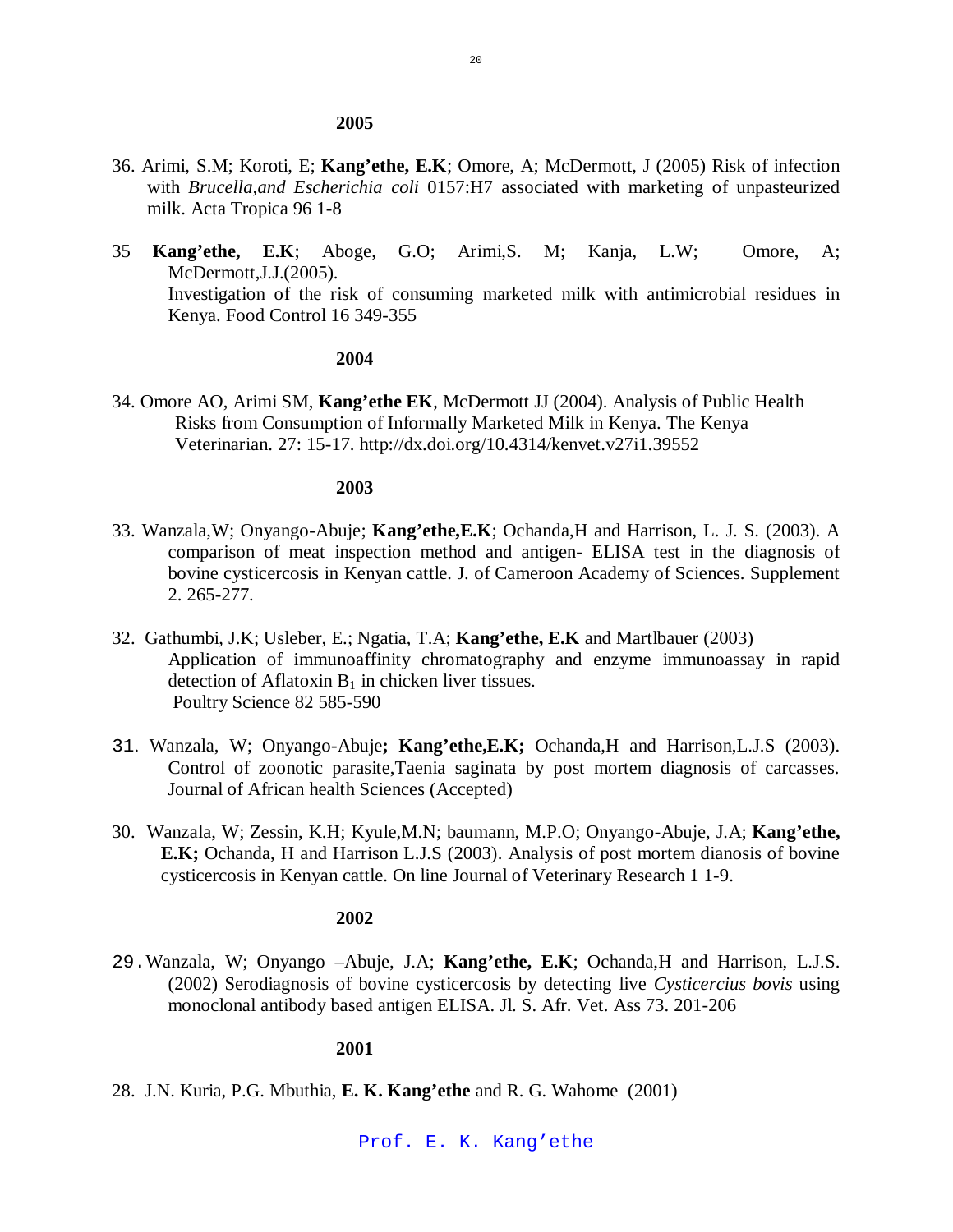**2005**

36. Arimi, S.M; Koroti, E; **Kang'ethe, E.K**; Omore, A; McDermott, J (2005) Risk of infection with *Brucella,and Escherichia coli* 0157:H7 associated with marketing of unpasteurized milk. Acta Tropica 96 1-8

35 **Kang'ethe, E.K**; Aboge, G.O; Arimi,S. M; Kanja, L.W; Omore, A; McDermott,J.J.(2005).
Investigation of the risk of consuming marketed milk with antimicrobial residues in Kenya. Food Control 16 349-355

**2004**

34. Omore AO, Arimi SM, **Kang'ethe EK**, McDermott JJ (2004). Analysis of Public Health Risks from Consumption of Informally Marketed Milk in Kenya. The Kenya Veterinarian. 27: 15-17. http://dx.doi.org/10.4314/kenvet.v27i1.39552

**2003**

33. Wanzala,W; Onyango-Abuje; **Kang'ethe,E.K**; Ochanda,H and Harrison, L. J. S. (2003). A comparison of meat inspection method and antigen- ELISA test in the diagnosis of bovine cysticercosis in Kenyan cattle. J. of Cameroon Academy of Sciences. Supplement 2. 265-277.

32. Gathumbi, J.K; Usleber, E.; Ngatia, T.A; **Kang'ethe, E.K** and Martlbauer (2003)
Application of immunoaffinity chromatography and enzyme immunoassay in rapid detection of Aflatoxin $B_1$ in chicken liver tissues.
Poultry Science 82 585-590

31. Wanzala, W; Onyango-Abuje**; Kang'ethe,E.K;** Ochanda,H and Harrison,L.J.S (2003). Control of zoonotic parasite,Taenia saginata by post mortem diagnosis of carcasses. Journal of African health Sciences (Accepted)

30. Wanzala, W; Zessin, K.H; Kyule,M.N; baumann, M.P.O; Onyango-Abuje, J.A; **Kang'ethe, E.K;** Ochanda, H and Harrison L.J.S (2003). Analysis of post mortem dianosis of bovine cysticercosis in Kenyan cattle. On line Journal of Veterinary Research 1 1-9.

**2002**

29. Wanzala, W; Onyango –Abuje, J.A; **Kang'ethe, E.K**; Ochanda,H and Harrison, L.J.S. (2002) Serodiagnosis of bovine cysticercosis by detecting live *Cysticercius bovis* using monoclonal antibody based antigen ELISA. Jl. S. Afr. Vet. Ass 73. 201-206

**2001**

28. J.N. Kuria, P.G. Mbuthia, **E. K. Kang'ethe** and R. G. Wahome (2001)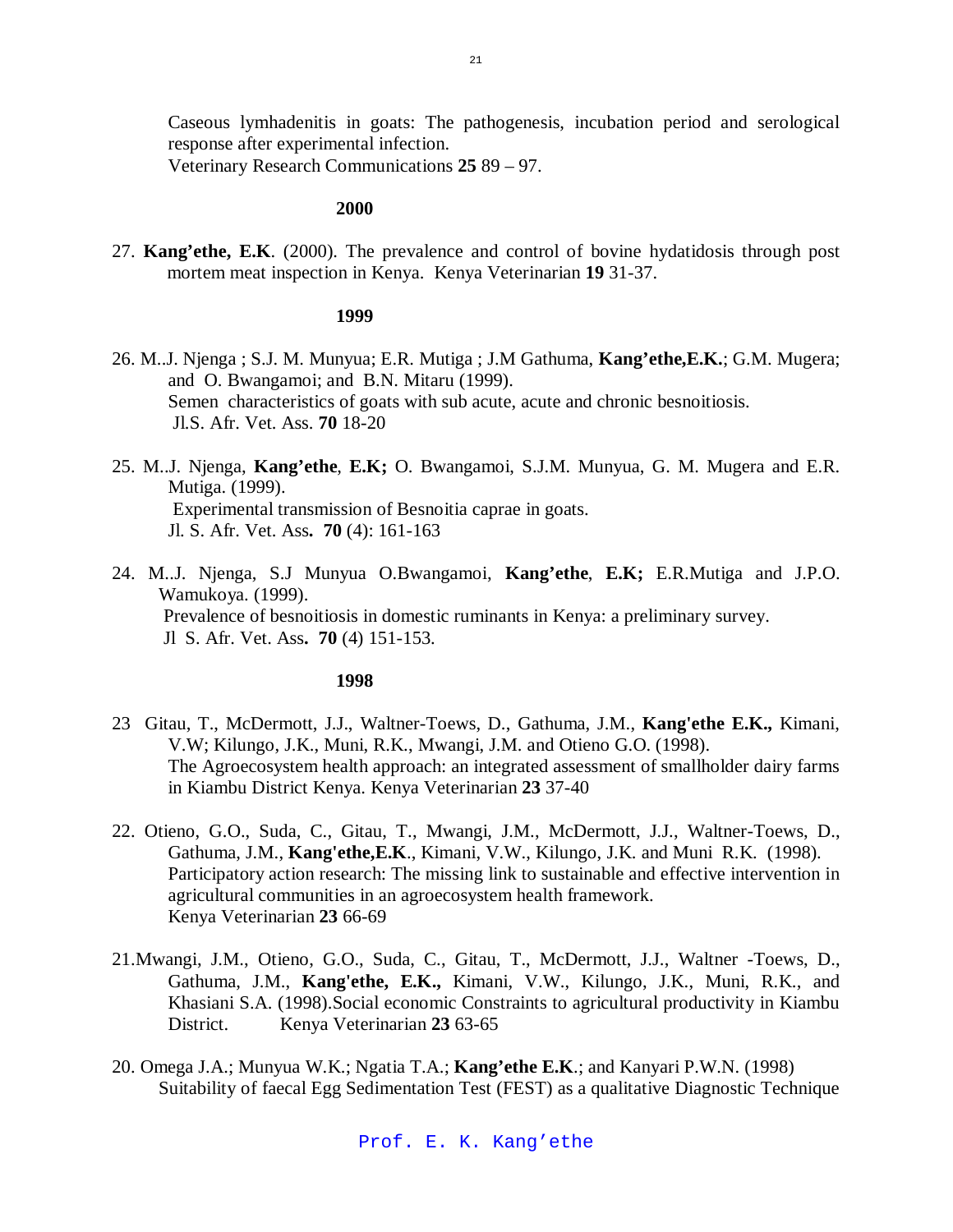Caseous lymhadenitis in goats: The pathogenesis, incubation period and serological response after experimental infection.
Veterinary Research Communications **25** 89 – 97.

**2000**

27. **Kang'ethe, E.K**. (2000). The prevalence and control of bovine hydatidosis through post mortem meat inspection in Kenya. Kenya Veterinarian **19** 31-37.

**1999**

26. M..J. Njenga ; S.J. M. Munyua; E.R. Mutiga ; J.M Gathuma, **Kang'ethe,E.K.**; G.M. Mugera; and O. Bwangamoi; and B.N. Mitaru (1999).
Semen characteristics of goats with sub acute, acute and chronic besnoitiosis.
Jl.S. Afr. Vet. Ass. **70** 18-20

25. M..J. Njenga, **Kang'ethe**, **E.K;** O. Bwangamoi, S.J.M. Munyua, G. M. Mugera and E.R. Mutiga. (1999).
Experimental transmission of Besnoitia caprae in goats.
Jl. S. Afr. Vet. Ass**.** **70** (4): 161-163

24. M..J. Njenga, S.J Munyua O.Bwangamoi, **Kang'ethe**, **E.K;** E.R.Mutiga and J.P.O. Wamukoya. (1999).
Prevalence of besnoitiosis in domestic ruminants in Kenya: a preliminary survey.
Jl S. Afr. Vet. Ass**.** **70** (4) 151-153.

**1998**

23 Gitau, T., McDermott, J.J., Waltner-Toews, D., Gathuma, J.M., **Kang'ethe E.K.,** Kimani, V.W; Kilungo, J.K., Muni, R.K., Mwangi, J.M. and Otieno G.O. (1998).
The Agroecosystem health approach: an integrated assessment of smallholder dairy farms in Kiambu District Kenya. Kenya Veterinarian **23** 37-40

22. Otieno, G.O., Suda, C., Gitau, T., Mwangi, J.M., McDermott, J.J., Waltner-Toews, D., Gathuma, J.M., **Kang'ethe,E.K**., Kimani, V.W., Kilungo, J.K. and Muni R.K. (1998).
Participatory action research: The missing link to sustainable and effective intervention in agricultural communities in an agroecosystem health framework.
Kenya Veterinarian **23** 66-69

21.Mwangi, J.M., Otieno, G.O., Suda, C., Gitau, T., McDermott, J.J., Waltner -Toews, D., Gathuma, J.M., **Kang'ethe, E.K.,** Kimani, V.W., Kilungo, J.K., Muni, R.K., and Khasiani S.A. (1998).Social economic Constraints to agricultural productivity in Kiambu District. Kenya Veterinarian **23** 63-65

20. Omega J.A.; Munyua W.K.; Ngatia T.A.; **Kang'ethe E.K**.; and Kanyari P.W.N. (1998)
Suitability of faecal Egg Sedimentation Test (FEST) as a qualitative Diagnostic Technique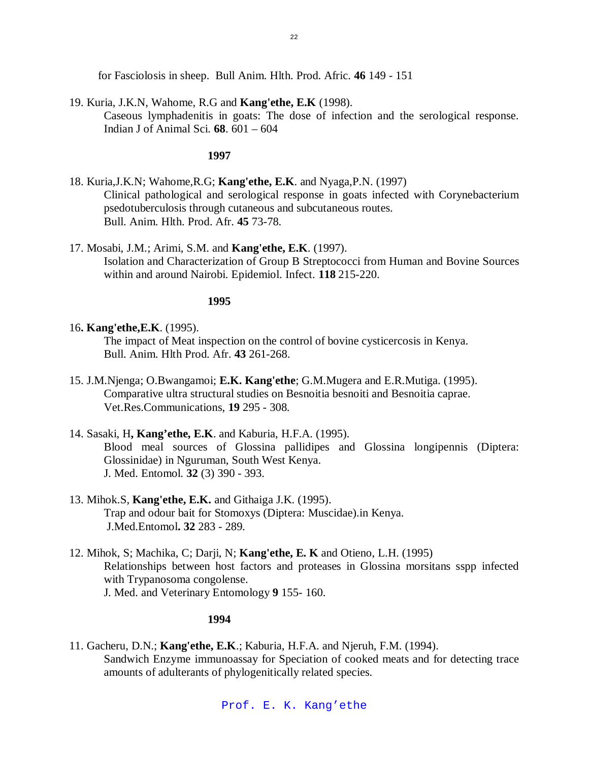for Fasciolosis in sheep. Bull Anim. Hlth. Prod. Afric. **46** 149 - 151

19. Kuria, J.K.N, Wahome, R.G and **Kang'ethe, E.K** (1998).
    Caseous lymphadenitis in goats: The dose of infection and the serological response. Indian J of Animal Sci. **68**. 601 – 604

**1997**

18. Kuria,J.K.N; Wahome,R.G; **Kang'ethe, E.K**. and Nyaga,P.N. (1997)
    Clinical pathological and serological response in goats infected with Corynebacterium psedotuberculosis through cutaneous and subcutaneous routes.
    Bull. Anim. Hlth. Prod. Afr. **45** 73-78.

17. Mosabi, J.M.; Arimi, S.M. and **Kang'ethe, E.K**. (1997).
    Isolation and Characterization of Group B Streptococci from Human and Bovine Sources within and around Nairobi. Epidemiol. Infect. **118** 215-220.

**1995**

16**. Kang'ethe,E.K**. (1995).
    The impact of Meat inspection on the control of bovine cysticercosis in Kenya.
    Bull. Anim. Hlth Prod. Afr. **43** 261-268.

15. J.M.Njenga; O.Bwangamoi; **E.K. Kang'ethe**; G.M.Mugera and E.R.Mutiga. (1995).
    Comparative ultra structural studies on Besnoitia besnoiti and Besnoitia caprae.
    Vet.Res.Communications, **19** 295 - 308.

14. Sasaki, H**, Kang'ethe, E.K**. and Kaburia, H.F.A. (1995).
    Blood meal sources of Glossina pallidipes and Glossina longipennis (Diptera: Glossinidae) in Nguruman, South West Kenya.
    J. Med. Entomol. **32** (3) 390 - 393.

13. Mihok.S, **Kang'ethe, E.K.** and Githaiga J.K. (1995).
    Trap and odour bait for Stomoxys (Diptera: Muscidae).in Kenya.
    J.Med.Entomol**. 32** 283 - 289.

12. Mihok, S; Machika, C; Darji, N; **Kang'ethe, E. K** and Otieno, L.H. (1995)
    Relationships between host factors and proteases in Glossina morsitans sspp infected with Trypanosoma congolense.
    J. Med. and Veterinary Entomology **9** 155- 160.

**1994**

11. Gacheru, D.N.; **Kang'ethe, E.K**.; Kaburia, H.F.A. and Njeruh, F.M. (1994).
    Sandwich Enzyme immunoassay for Speciation of cooked meats and for detecting trace amounts of adulterants of phylogenitically related species.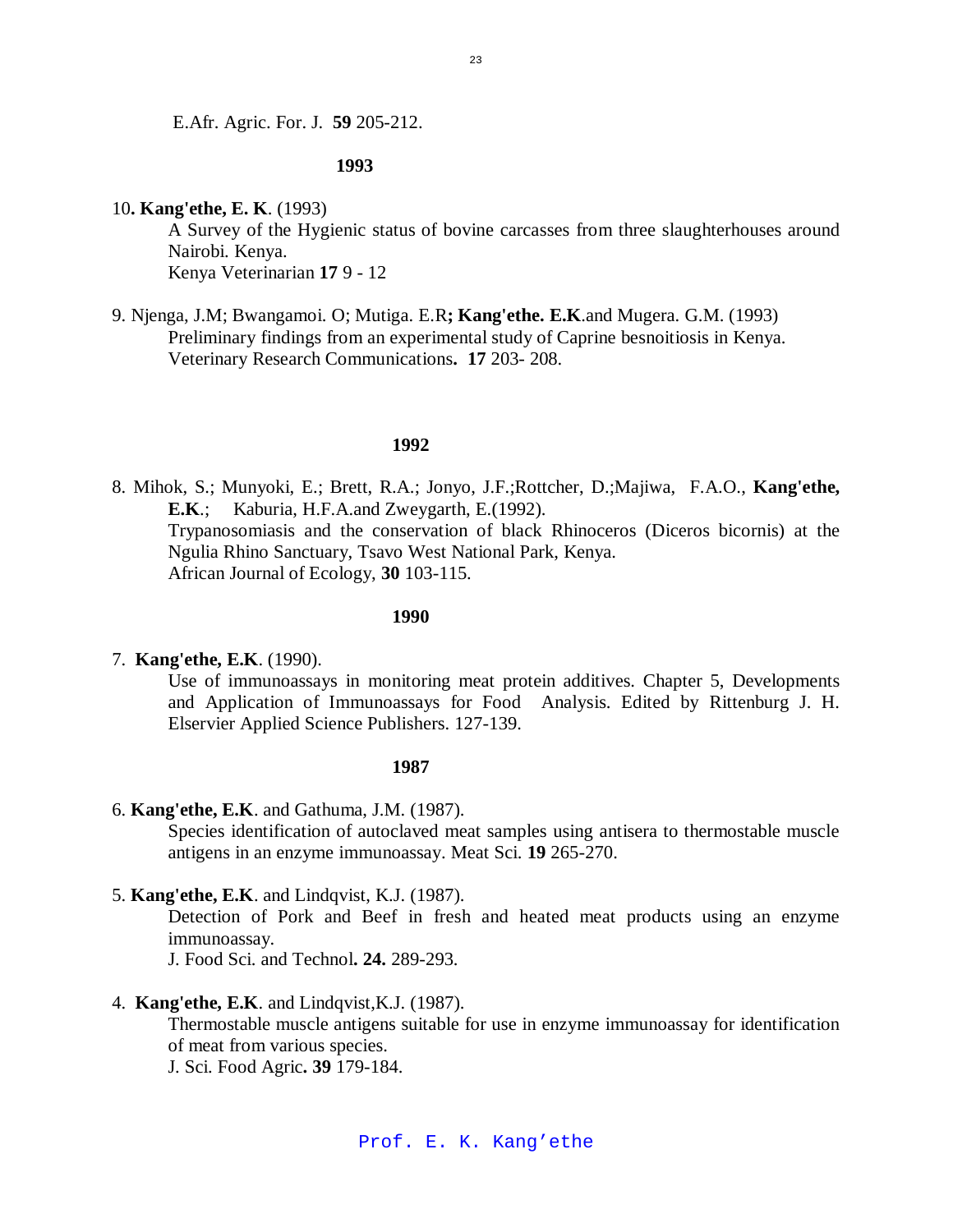E.Afr. Agric. For. J. **59** 205-212.

**1993**

10**. Kang'ethe, E. K**. (1993)
A Survey of the Hygienic status of bovine carcasses from three slaughterhouses around Nairobi. Kenya.
Kenya Veterinarian **17** 9 - 12

9. Njenga, J.M; Bwangamoi. O; Mutiga. E.R**; Kang'ethe. E.K**.and Mugera. G.M. (1993)
Preliminary findings from an experimental study of Caprine besnoitiosis in Kenya.
Veterinary Research Communications**. 17** 203- 208.

**1992**

8. Mihok, S.; Munyoki, E.; Brett, R.A.; Jonyo, J.F.;Rottcher, D.;Majiwa, F.A.O., **Kang'ethe, E.K**.; Kaburia, H.F.A.and Zweygarth, E.(1992).
Trypanosomiasis and the conservation of black Rhinoceros (Diceros bicornis) at the Ngulia Rhino Sanctuary, Tsavo West National Park, Kenya.
African Journal of Ecology, **30** 103-115.

**1990**

7. **Kang'ethe, E.K**. (1990).
Use of immunoassays in monitoring meat protein additives. Chapter 5, Developments and Application of Immunoassays for Food Analysis. Edited by Rittenburg J. H. Elservier Applied Science Publishers. 127-139.

**1987**

6. **Kang'ethe, E.K**. and Gathuma, J.M. (1987).
Species identification of autoclaved meat samples using antisera to thermostable muscle antigens in an enzyme immunoassay. Meat Sci. **19** 265-270.

5. **Kang'ethe, E.K**. and Lindqvist, K.J. (1987).
Detection of Pork and Beef in fresh and heated meat products using an enzyme immunoassay.
J. Food Sci. and Technol**. 24.** 289-293.

4. **Kang'ethe, E.K**. and Lindqvist,K.J. (1987).
Thermostable muscle antigens suitable for use in enzyme immunoassay for identification of meat from various species.
J. Sci. Food Agric**. 39** 179-184.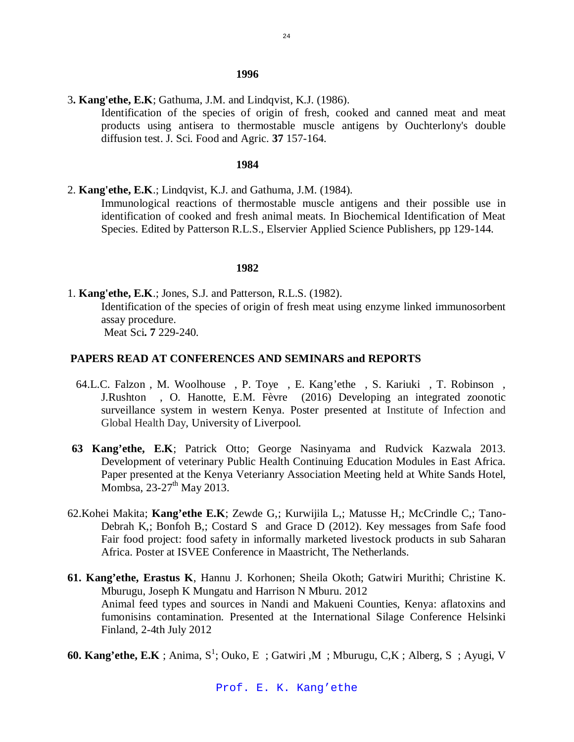**1996**

3**. Kang'ethe, E.K**; Gathuma, J.M. and Lindqvist, K.J. (1986).
Identification of the species of origin of fresh, cooked and canned meat and meat products using antisera to thermostable muscle antigens by Ouchterlony's double diffusion test. J. Sci. Food and Agric. **37** 157-164.

**1984**

2. **Kang'ethe, E.K**.; Lindqvist, K.J. and Gathuma, J.M. (1984).
Immunological reactions of thermostable muscle antigens and their possible use in identification of cooked and fresh animal meats. In Biochemical Identification of Meat Species. Edited by Patterson R.L.S., Elservier Applied Science Publishers, pp 129-144.

**1982**

1. **Kang'ethe, E.K**.; Jones, S.J. and Patterson, R.L.S. (1982).
Identification of the species of origin of fresh meat using enzyme linked immunosorbent assay procedure.
Meat Sci**. 7** 229-240.

## PAPERS READ AT CONFERENCES AND SEMINARS and REPORTS

64.L.C. Falzon , M. Woolhouse , P. Toye , E. Kang'ethe , S. Kariuki , T. Robinson , J.Rushton , O. Hanotte, E.M. Fèvre (2016) Developing an integrated zoonotic surveillance system in western Kenya. Poster presented at Institute of Infection and Global Health Day, University of Liverpool.

**63 Kang'ethe, E.K**; Patrick Otto; George Nasinyama and Rudvick Kazwala 2013. Development of veterinary Public Health Continuing Education Modules in East Africa. Paper presented at the Kenya Veterianry Association Meeting held at White Sands Hotel, Mombsa, 23-27th May 2013.

62.Kohei Makita; **Kang'ethe E.K**; Zewde G,; Kurwijila L,; Matusse H,; McCrindle C,; Tano-Debrah K,; Bonfoh B,; Costard S and Grace D (2012). Key messages from Safe food Fair food project: food safety in informally marketed livestock products in sub Saharan Africa. Poster at ISVEE Conference in Maastricht, The Netherlands.

**61. Kang'ethe, Erastus K**, Hannu J. Korhonen; Sheila Okoth; Gatwiri Murithi; Christine K. Mburugu, Joseph K Mungatu and Harrison N Mburu. 2012
Animal feed types and sources in Nandi and Makueni Counties, Kenya: aflatoxins and fumonisins contamination. Presented at the International Silage Conference Helsinki Finland, 2-4th July 2012

**60. Kang'ethe, E.K** ; Anima, S[1]; Ouko, E ; Gatwiri ,M ; Mburugu, C,K ; Alberg, S ; Ayugi, V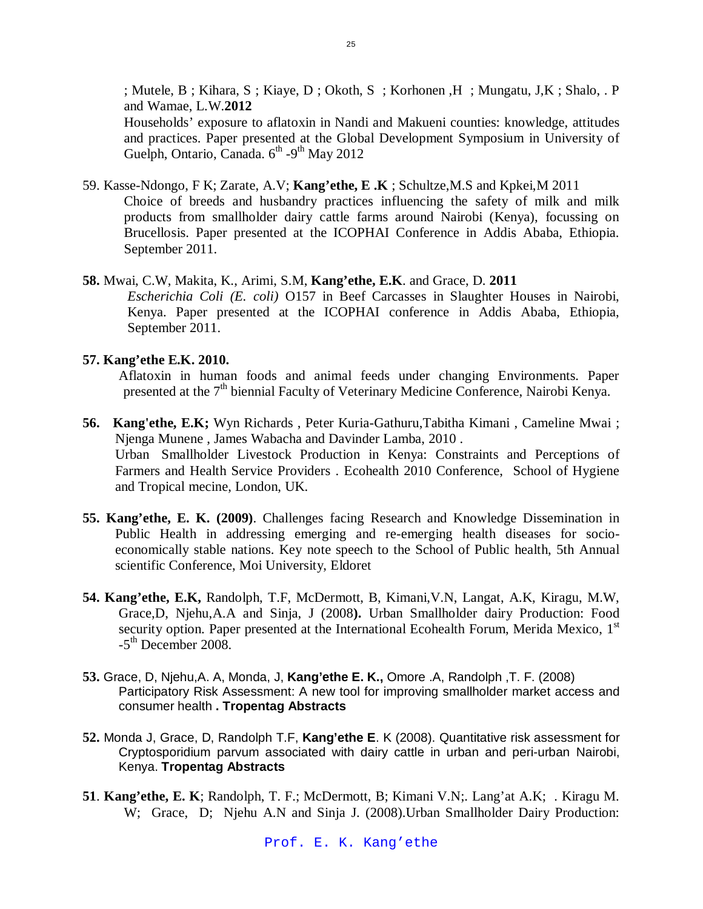; Mutele, B ; Kihara, S ; Kiaye, D ; Okoth, S ; Korhonen ,H ; Mungatu, J,K ; Shalo, . P and Wamae, L.W.**2012**
Households' exposure to aflatoxin in Nandi and Makueni counties: knowledge, attitudes and practices. Paper presented at the Global Development Symposium in University of Guelph, Ontario, Canada. 6th -9th May 2012

59. Kasse-Ndongo, F K; Zarate, A.V; **Kang'ethe, E .K** ; Schultze,M.S and Kpkei,M 2011
Choice of breeds and husbandry practices influencing the safety of milk and milk products from smallholder dairy cattle farms around Nairobi (Kenya), focussing on Brucellosis. Paper presented at the ICOPHAI Conference in Addis Ababa, Ethiopia. September 2011.

**58.** Mwai, C.W, Makita, K., Arimi, S.M, **Kang'ethe, E.K**. and Grace, D. **2011**
*Escherichia Coli (E. coli)* O157 in Beef Carcasses in Slaughter Houses in Nairobi, Kenya. Paper presented at the ICOPHAI conference in Addis Ababa, Ethiopia, September 2011.

**57. Kang'ethe E.K. 2010.**
Aflatoxin in human foods and animal feeds under changing Environments. Paper presented at the 7th biennial Faculty of Veterinary Medicine Conference, Nairobi Kenya.

**56. Kang'ethe, E.K;** Wyn Richards , Peter Kuria-Gathuru,Tabitha Kimani , Cameline Mwai ; Njenga Munene , James Wabacha and Davinder Lamba, 2010 .
Urban Smallholder Livestock Production in Kenya: Constraints and Perceptions of Farmers and Health Service Providers . Ecohealth 2010 Conference, School of Hygiene and Tropical mecine, London, UK.

**55. Kang'ethe, E. K. (2009)**. Challenges facing Research and Knowledge Dissemination in Public Health in addressing emerging and re-emerging health diseases for socio-economically stable nations. Key note speech to the School of Public health, 5th Annual scientific Conference, Moi University, Eldoret

**54. Kang'ethe, E.K,** Randolph, T.F, McDermott, B, Kimani,V.N, Langat, A.K, Kiragu, M.W, Grace,D, Njehu,A.A and Sinja, J (2008**).** Urban Smallholder dairy Production: Food security option. Paper presented at the International Ecohealth Forum, Merida Mexico, 1st -5th December 2008.

**53.** Grace, D, Njehu,A. A, Monda, J, **Kang'ethe E. K.,** Omore .A, Randolph ,T. F. (2008)
Participatory Risk Assessment: A new tool for improving smallholder market access and consumer health **. Tropentag Abstracts**

**52.** Monda J, Grace, D, Randolph T.F, **Kang'ethe E**. K (2008). Quantitative risk assessment for Cryptosporidium parvum associated with dairy cattle in urban and peri-urban Nairobi, Kenya. **Tropentag Abstracts**

**51**. **Kang'ethe, E. K**; Randolph, T. F.; McDermott, B; Kimani V.N;. Lang'at A.K; . Kiragu M. W; Grace, D; Njehu A.N and Sinja J. (2008).Urban Smallholder Dairy Production: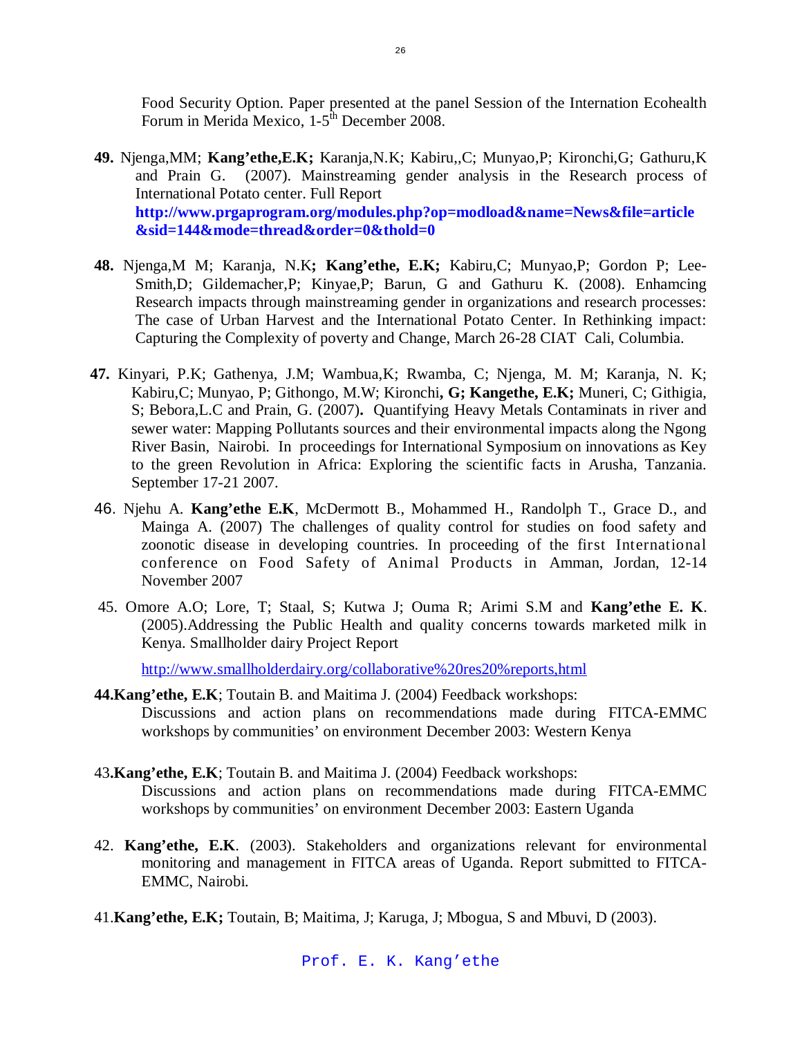Food Security Option. Paper presented at the panel Session of the Internation Ecohealth Forum in Merida Mexico, 1-5th December 2008.

**49.** Njenga,MM; **Kang'ethe,E.K;** Karanja,N.K; Kabiru,,C; Munyao,P; Kironchi,G; Gathuru,K and Prain G. (2007). Mainstreaming gender analysis in the Research process of International Potato center. Full Report **http://www.prgaprogram.org/modules.php?op=modload&name=News&file=article&sid=144&mode=thread&order=0&thold=0**

**48.** Njenga,M M; Karanja, N.K**; Kang'ethe, E.K;** Kabiru,C; Munyao,P; Gordon P; Lee-Smith,D; Gildemacher,P; Kinyae,P; Barun, G and Gathuru K. (2008). Enhamcing Research impacts through mainstreaming gender in organizations and research processes: The case of Urban Harvest and the International Potato Center. In Rethinking impact: Capturing the Complexity of poverty and Change, March 26-28 CIAT Cali, Columbia.

**47.** Kinyari, P.K; Gathenya, J.M; Wambua,K; Rwamba, C; Njenga, M. M; Karanja, N. K; Kabiru,C; Munyao, P; Githongo, M.W; Kironchi**, G; Kangethe, E.K;** Muneri, C; Githigia, S; Bebora,L.C and Prain, G. (2007)**.** Quantifying Heavy Metals Contaminats in river and sewer water: Mapping Pollutants sources and their environmental impacts along the Ngong River Basin, Nairobi. In proceedings for International Symposium on innovations as Key to the green Revolution in Africa: Exploring the scientific facts in Arusha, Tanzania. September 17-21 2007.

46. Njehu A. **Kang'ethe E.K**, McDermott B., Mohammed H., Randolph T., Grace D., and Mainga A. (2007) The challenges of quality control for studies on food safety and zoonotic disease in developing countries. In proceeding of the first International conference on Food Safety of Animal Products in Amman, Jordan, 12-14 November 2007

45. Omore A.O; Lore, T; Staal, S; Kutwa J; Ouma R; Arimi S.M and **Kang'ethe E. K**. (2005).Addressing the Public Health and quality concerns towards marketed milk in Kenya. Smallholder dairy Project Report

http://www.smallholderdairy.org/collaborative%20res20%reports,html

**44.Kang'ethe, E.K**; Toutain B. and Maitima J. (2004) Feedback workshops: Discussions and action plans on recommendations made during FITCA-EMMC workshops by communities' on environment December 2003: Western Kenya

43**.Kang'ethe, E.K**; Toutain B. and Maitima J. (2004) Feedback workshops: Discussions and action plans on recommendations made during FITCA-EMMC workshops by communities' on environment December 2003: Eastern Uganda

42. **Kang'ethe, E.K**. (2003). Stakeholders and organizations relevant for environmental monitoring and management in FITCA areas of Uganda. Report submitted to FITCA-EMMC, Nairobi.

41.**Kang'ethe, E.K;** Toutain, B; Maitima, J; Karuga, J; Mbogua, S and Mbuvi, D (2003).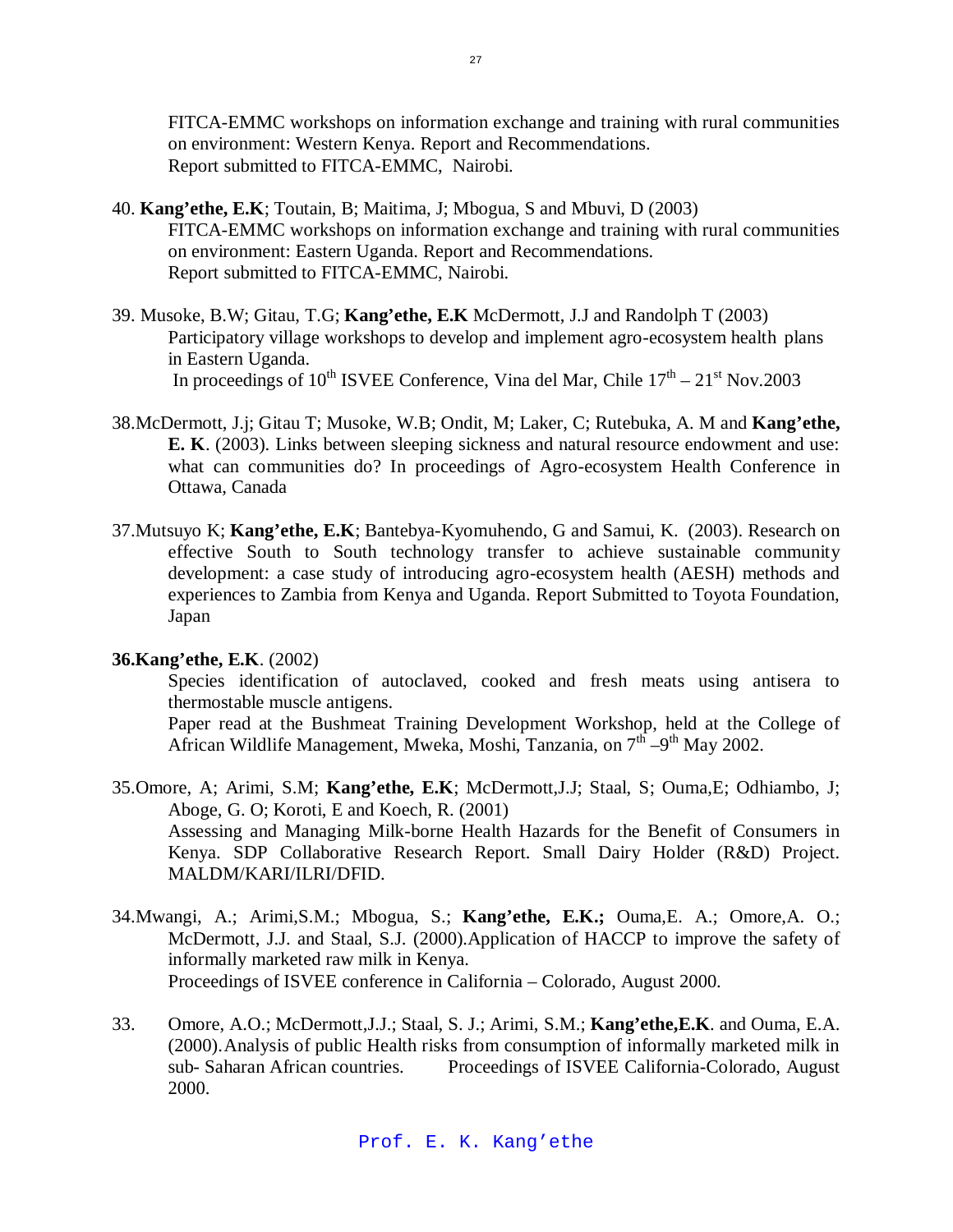FITCA-EMMC workshops on information exchange and training with rural communities on environment: Western Kenya. Report and Recommendations.
Report submitted to FITCA-EMMC, Nairobi.

40. **Kang'ethe, E.K**; Toutain, B; Maitima, J; Mbogua, S and Mbuvi, D (2003)
FITCA-EMMC workshops on information exchange and training with rural communities on environment: Eastern Uganda. Report and Recommendations.
Report submitted to FITCA-EMMC, Nairobi.

39. Musoke, B.W; Gitau, T.G; **Kang'ethe, E.K** McDermott, J.J and Randolph T (2003)
Participatory village workshops to develop and implement agro-ecosystem health plans in Eastern Uganda.
In proceedings of 10th ISVEE Conference, Vina del Mar, Chile 17th – 21st Nov.2003

38. McDermott, J.j; Gitau T; Musoke, W.B; Ondit, M; Laker, C; Rutebuka, A. M and **Kang'ethe, E. K**. (2003). Links between sleeping sickness and natural resource endowment and use: what can communities do? In proceedings of Agro-ecosystem Health Conference in Ottawa, Canada

37. Mutsuyo K; **Kang'ethe, E.K**; Bantebya-Kyomuhendo, G and Samui, K. (2003). Research on effective South to South technology transfer to achieve sustainable community development: a case study of introducing agro-ecosystem health (AESH) methods and experiences to Zambia from Kenya and Uganda. Report Submitted to Toyota Foundation, Japan

**36. Kang'ethe, E.K**. (2002)
Species identification of autoclaved, cooked and fresh meats using antisera to thermostable muscle antigens.
Paper read at the Bushmeat Training Development Workshop, held at the College of African Wildlife Management, Mweka, Moshi, Tanzania, on 7th –9th May 2002.

35. Omore, A; Arimi, S.M; **Kang'ethe, E.K**; McDermott,J.J; Staal, S; Ouma,E; Odhiambo, J; Aboge, G. O; Koroti, E and Koech, R. (2001)
Assessing and Managing Milk-borne Health Hazards for the Benefit of Consumers in Kenya. SDP Collaborative Research Report. Small Dairy Holder (R&D) Project. MALDM/KARI/ILRI/DFID.

34. Mwangi, A.; Arimi,S.M.; Mbogua, S.; **Kang'ethe, E.K.;** Ouma,E. A.; Omore,A. O.; McDermott, J.J. and Staal, S.J. (2000).Application of HACCP to improve the safety of informally marketed raw milk in Kenya.
Proceedings of ISVEE conference in California – Colorado, August 2000.

33. Omore, A.O.; McDermott,J.J.; Staal, S. J.; Arimi, S.M.; **Kang'ethe,E.K**. and Ouma, E.A. (2000).Analysis of public Health risks from consumption of informally marketed milk in sub- Saharan African countries. Proceedings of ISVEE California-Colorado, August 2000.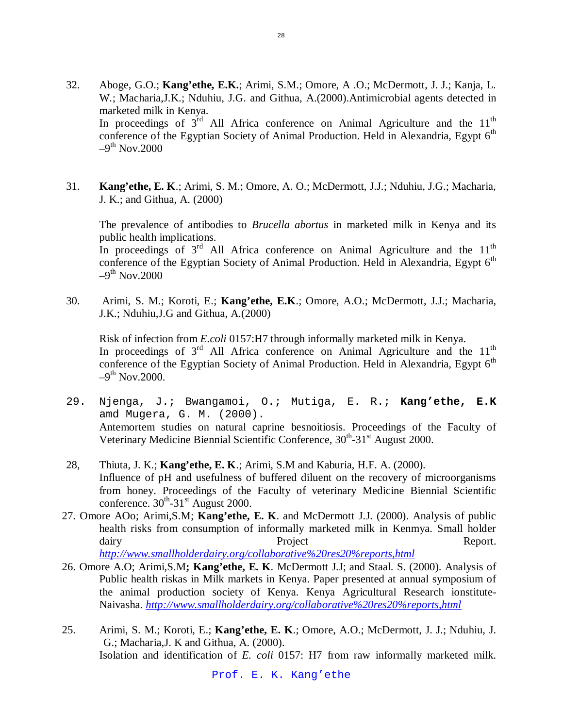32. Aboge, G.O.; **Kang'ethe, E.K.**; Arimi, S.M.; Omore, A .O.; McDermott, J. J.; Kanja, L. W.; Macharia,J.K.; Nduhiu, J.G. and Githua, A.(2000).Antimicrobial agents detected in marketed milk in Kenya.
    In proceedings of 3rd All Africa conference on Animal Agriculture and the 11th conference of the Egyptian Society of Animal Production. Held in Alexandria, Egypt 6th –9th Nov.2000

31. **Kang'ethe, E. K**.; Arimi, S. M.; Omore, A. O.; McDermott, J.J.; Nduhiu, J.G.; Macharia, J. K.; and Githua, A. (2000)

    The prevalence of antibodies to *Brucella abortus* in marketed milk in Kenya and its public health implications.
    In proceedings of 3rd All Africa conference on Animal Agriculture and the 11th conference of the Egyptian Society of Animal Production. Held in Alexandria, Egypt 6th –9th Nov.2000

30. Arimi, S. M.; Koroti, E.; **Kang'ethe, E.K**.; Omore, A.O.; McDermott, J.J.; Macharia, J.K.; Nduhiu,J.G and Githua, A.(2000)

    Risk of infection from *E.coli* 0157:H7 through informally marketed milk in Kenya.
    In proceedings of 3rd All Africa conference on Animal Agriculture and the 11th conference of the Egyptian Society of Animal Production. Held in Alexandria, Egypt 6th –9th Nov.2000.

29. Njenga, J.; Bwangamoi, O.; Mutiga, E. R.; **Kang'ethe, E.K** amd Mugera, G. M. (2000).
    Antemortem studies on natural caprine besnoitiosis. Proceedings of the Faculty of Veterinary Medicine Biennial Scientific Conference, 30th-31st August 2000.

28, Thiuta, J. K.; **Kang'ethe, E. K**.; Arimi, S.M and Kaburia, H.F. A. (2000).
    Influence of pH and usefulness of buffered diluent on the recovery of microorganisms from honey. Proceedings of the Faculty of veterinary Medicine Biennial Scientific conference. 30th-31st August 2000.

27. Omore AOo; Arimi,S.M; **Kang'ethe, E. K**. and McDermott J.J. (2000). Analysis of public health risks from consumption of informally marketed milk in Kenmya. Small holder dairy Project Report. *http://www.smallholderdairy.org/collaborative%20res20%reports,html*

26. Omore A.O; Arimi,S.M**; Kang'ethe, E. K**. McDermott J.J; and Staal. S. (2000). Analysis of Public health riskas in Milk markets in Kenya. Paper presented at annual symposium of the animal production society of Kenya. Kenya Agricultural Research ionstitute- Naivasha. *http://www.smallholderdairy.org/collaborative%20res20%reports,html*

25. Arimi, S. M.; Koroti, E.; **Kang'ethe, E. K**.; Omore, A.O.; McDermott, J. J.; Nduhiu, J. G.; Macharia,J. K and Githua, A. (2000).
    Isolation and identification of *E. coli* 0157: H7 from raw informally marketed milk.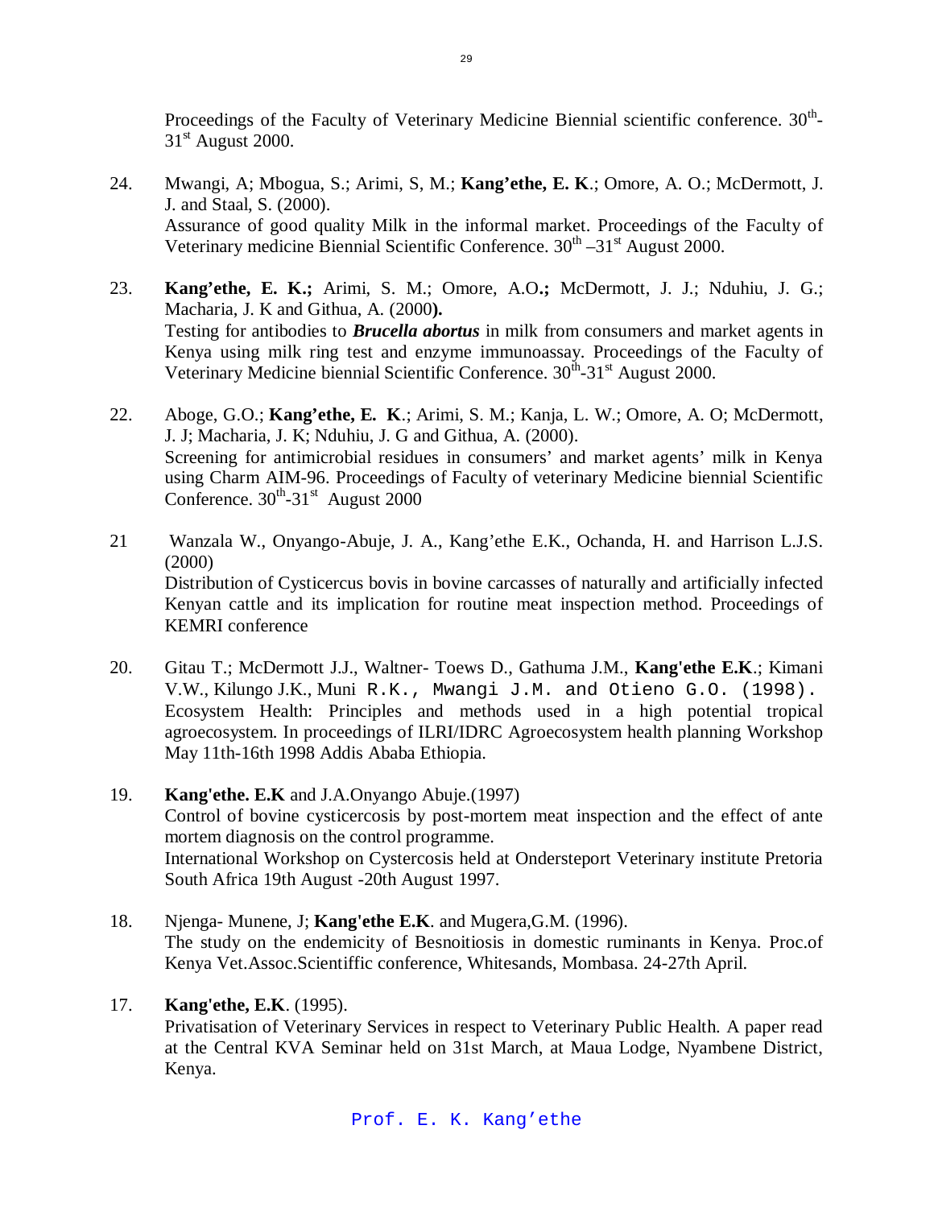Proceedings of the Faculty of Veterinary Medicine Biennial scientific conference. 30th-31st August 2000.

24. Mwangi, A; Mbogua, S.; Arimi, S, M.; **Kang'ethe, E. K**.; Omore, A. O.; McDermott, J. J. and Staal, S. (2000).
Assurance of good quality Milk in the informal market. Proceedings of the Faculty of Veterinary medicine Biennial Scientific Conference. 30th –31st August 2000.

23. **Kang'ethe, E. K.;** Arimi, S. M.; Omore, A.O**.;** McDermott, J. J.; Nduhiu, J. G.; Macharia, J. K and Githua, A. (2000**).**
Testing for antibodies to ***Brucella abortus*** in milk from consumers and market agents in Kenya using milk ring test and enzyme immunoassay. Proceedings of the Faculty of Veterinary Medicine biennial Scientific Conference. 30th-31st August 2000.

22. Aboge, G.O.; **Kang'ethe, E. K**.; Arimi, S. M.; Kanja, L. W.; Omore, A. O; McDermott, J. J; Macharia, J. K; Nduhiu, J. G and Githua, A. (2000).
Screening for antimicrobial residues in consumers' and market agents' milk in Kenya using Charm AIM-96. Proceedings of Faculty of veterinary Medicine biennial Scientific Conference. 30th-31st August 2000

21 Wanzala W., Onyango-Abuje, J. A., Kang'ethe E.K., Ochanda, H. and Harrison L.J.S. (2000)
Distribution of Cysticercus bovis in bovine carcasses of naturally and artificially infected Kenyan cattle and its implication for routine meat inspection method. Proceedings of KEMRI conference

20. Gitau T.; McDermott J.J., Waltner- Toews D., Gathuma J.M., **Kang'ethe E.K**.; Kimani V.W., Kilungo J.K., Muni R.K., Mwangi J.M. and Otieno G.O. (1998).
Ecosystem Health: Principles and methods used in a high potential tropical agroecosystem. In proceedings of ILRI/IDRC Agroecosystem health planning Workshop May 11th-16th 1998 Addis Ababa Ethiopia.

19. **Kang'ethe. E.K** and J.A.Onyango Abuje.(1997)
Control of bovine cysticercosis by post-mortem meat inspection and the effect of ante mortem diagnosis on the control programme.
International Workshop on Cystercosis held at Ondersteport Veterinary institute Pretoria South Africa 19th August -20th August 1997.

18. Njenga- Munene, J; **Kang'ethe E.K**. and Mugera,G.M. (1996).
The study on the endemicity of Besnoitiosis in domestic ruminants in Kenya. Proc.of Kenya Vet.Assoc.Scientiffic conference, Whitesands, Mombasa. 24-27th April.

17. **Kang'ethe, E.K**. (1995).
Privatisation of Veterinary Services in respect to Veterinary Public Health. A paper read at the Central KVA Seminar held on 31st March, at Maua Lodge, Nyambene District, Kenya.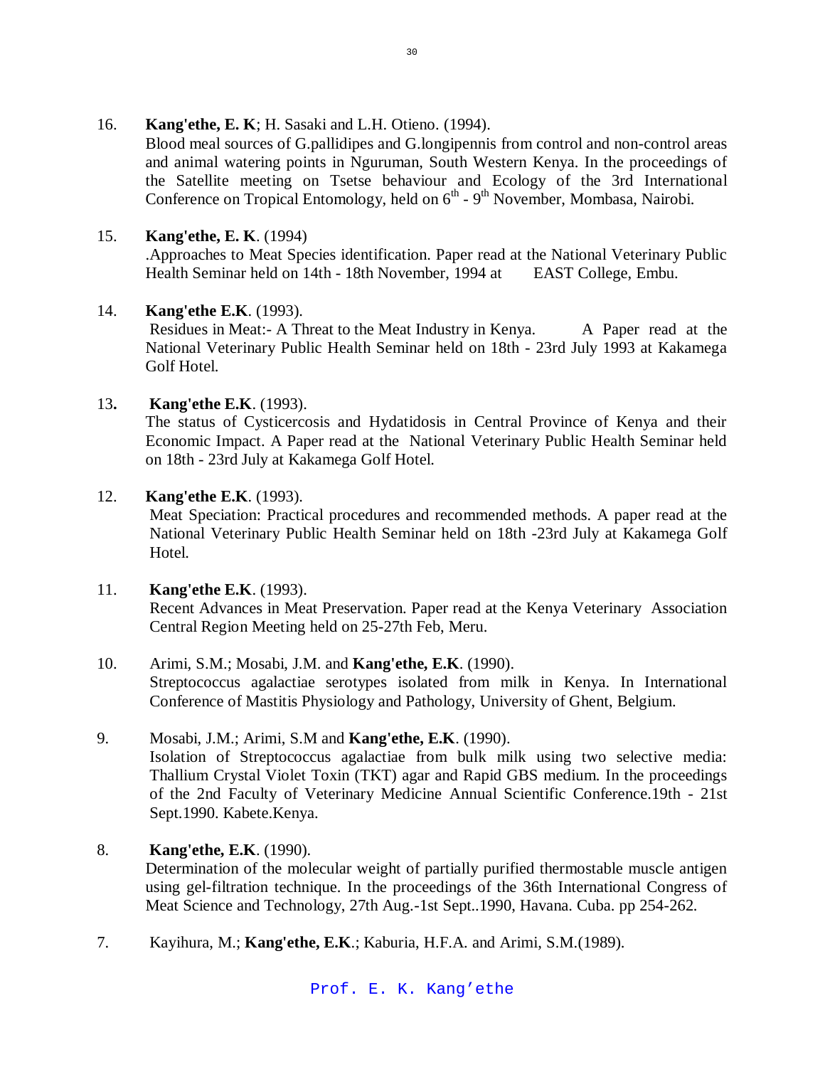16. **Kang'ethe, E. K**; H. Sasaki and L.H. Otieno. (1994).
Blood meal sources of G.pallidipes and G.longipennis from control and non-control areas and animal watering points in Nguruman, South Western Kenya. In the proceedings of the Satellite meeting on Tsetse behaviour and Ecology of the 3rd International Conference on Tropical Entomology, held on $6^{th}$ - $9^{th}$ November, Mombasa, Nairobi.

15. **Kang'ethe, E. K**. (1994)
.Approaches to Meat Species identification. Paper read at the National Veterinary Public Health Seminar held on 14th - 18th November, 1994 at EAST College, Embu.

14. **Kang'ethe E.K**. (1993).
Residues in Meat:- A Threat to the Meat Industry in Kenya. A Paper read at the National Veterinary Public Health Seminar held on 18th - 23rd July 1993 at Kakamega Golf Hotel.

13. **Kang'ethe E.K**. (1993).
The status of Cysticercosis and Hydatidosis in Central Province of Kenya and their Economic Impact. A Paper read at the National Veterinary Public Health Seminar held on 18th - 23rd July at Kakamega Golf Hotel.

12. **Kang'ethe E.K**. (1993).
Meat Speciation: Practical procedures and recommended methods. A paper read at the National Veterinary Public Health Seminar held on 18th -23rd July at Kakamega Golf Hotel.

11. **Kang'ethe E.K**. (1993).
Recent Advances in Meat Preservation. Paper read at the Kenya Veterinary Association Central Region Meeting held on 25-27th Feb, Meru.

10. Arimi, S.M.; Mosabi, J.M. and **Kang'ethe, E.K**. (1990).
Streptococcus agalactiae serotypes isolated from milk in Kenya. In International Conference of Mastitis Physiology and Pathology, University of Ghent, Belgium.

9. Mosabi, J.M.; Arimi, S.M and **Kang'ethe, E.K**. (1990).
Isolation of Streptococcus agalactiae from bulk milk using two selective media: Thallium Crystal Violet Toxin (TKT) agar and Rapid GBS medium. In the proceedings of the 2nd Faculty of Veterinary Medicine Annual Scientific Conference.19th - 21st Sept.1990. Kabete.Kenya.

8. **Kang'ethe, E.K**. (1990).
Determination of the molecular weight of partially purified thermostable muscle antigen using gel-filtration technique. In the proceedings of the 36th International Congress of Meat Science and Technology, 27th Aug.-1st Sept..1990, Havana. Cuba. pp 254-262.

7. Kayihura, M.; **Kang'ethe, E.K**.; Kaburia, H.F.A. and Arimi, S.M.(1989).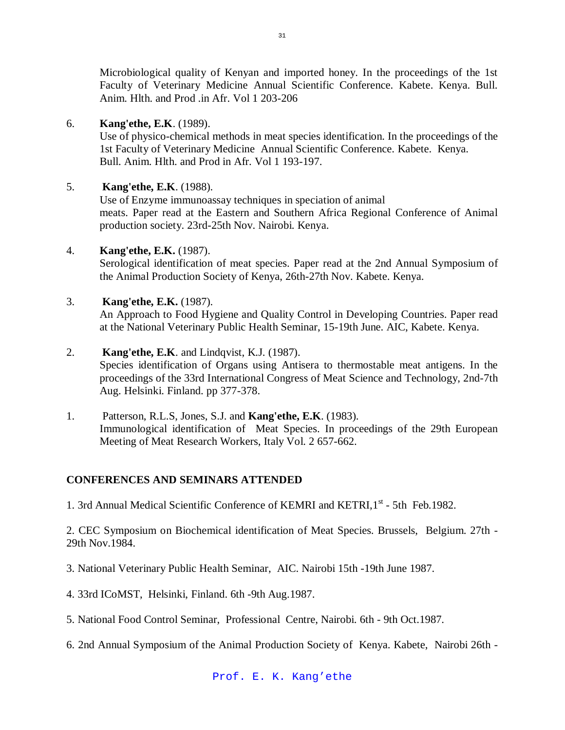Microbiological quality of Kenyan and imported honey. In the proceedings of the 1st Faculty of Veterinary Medicine Annual Scientific Conference. Kabete. Kenya. Bull. Anim. Hlth. and Prod .in Afr. Vol 1 203-206

6. **Kang'ethe, E.K**. (1989).
   Use of physico-chemical methods in meat species identification. In the proceedings of the 1st Faculty of Veterinary Medicine Annual Scientific Conference. Kabete. Kenya. Bull. Anim. Hlth. and Prod in Afr. Vol 1 193-197.

5. **Kang'ethe, E.K**. (1988).
   Use of Enzyme immunoassay techniques in speciation of animal meats. Paper read at the Eastern and Southern Africa Regional Conference of Animal production society. 23rd-25th Nov. Nairobi. Kenya.

4. **Kang'ethe, E.K.** (1987).
   Serological identification of meat species. Paper read at the 2nd Annual Symposium of the Animal Production Society of Kenya, 26th-27th Nov. Kabete. Kenya.

3. **Kang'ethe, E.K.** (1987).
   An Approach to Food Hygiene and Quality Control in Developing Countries. Paper read at the National Veterinary Public Health Seminar, 15-19th June. AIC, Kabete. Kenya.

2. **Kang'ethe, E.K**. and Lindqvist, K.J. (1987).
   Species identification of Organs using Antisera to thermostable meat antigens. In the proceedings of the 33rd International Congress of Meat Science and Technology, 2nd-7th Aug. Helsinki. Finland. pp 377-378.

1. Patterson, R.L.S, Jones, S.J. and **Kang'ethe, E.K**. (1983).
   Immunological identification of Meat Species. In proceedings of the 29th European Meeting of Meat Research Workers, Italy Vol. 2 657-662.

## CONFERENCES AND SEMINARS ATTENDED

1. 3rd Annual Medical Scientific Conference of KEMRI and KETRI, 1st - 5th Feb.1982.

2. CEC Symposium on Biochemical identification of Meat Species. Brussels, Belgium. 27th - 29th Nov.1984.

3. National Veterinary Public Health Seminar, AIC. Nairobi 15th -19th June 1987.

4. 33rd ICoMST, Helsinki, Finland. 6th -9th Aug.1987.

5. National Food Control Seminar, Professional Centre, Nairobi. 6th - 9th Oct.1987.

6. 2nd Annual Symposium of the Animal Production Society of Kenya. Kabete, Nairobi 26th -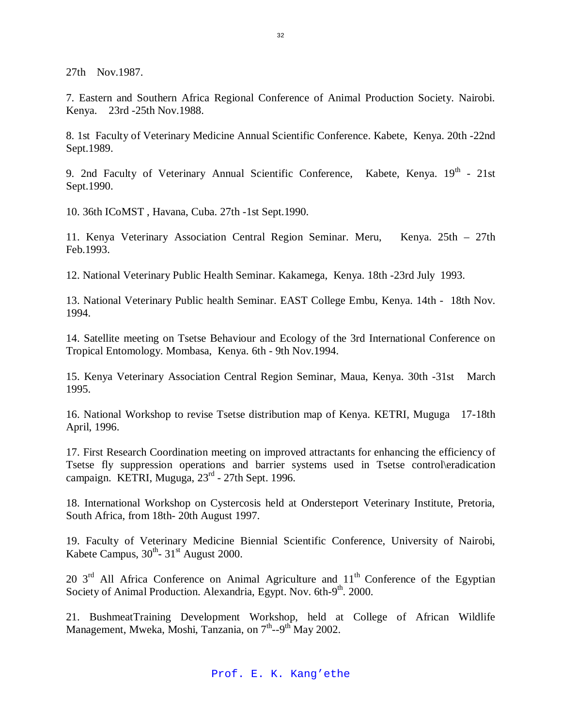27th Nov.1987.

7. Eastern and Southern Africa Regional Conference of Animal Production Society. Nairobi. Kenya. 23rd -25th Nov.1988.

8. 1st Faculty of Veterinary Medicine Annual Scientific Conference. Kabete, Kenya. 20th -22nd Sept.1989.

9. 2nd Faculty of Veterinary Annual Scientific Conference, Kabete, Kenya. 19th - 21st Sept.1990.

10. 36th ICoMST , Havana, Cuba. 27th -1st Sept.1990.

11. Kenya Veterinary Association Central Region Seminar. Meru, Kenya. 25th – 27th Feb.1993.

12. National Veterinary Public Health Seminar. Kakamega, Kenya. 18th -23rd July 1993.

13. National Veterinary Public health Seminar. EAST College Embu, Kenya. 14th - 18th Nov. 1994.

14. Satellite meeting on Tsetse Behaviour and Ecology of the 3rd International Conference on Tropical Entomology. Mombasa, Kenya. 6th - 9th Nov.1994.

15. Kenya Veterinary Association Central Region Seminar, Maua, Kenya. 30th -31st March 1995.

16. National Workshop to revise Tsetse distribution map of Kenya. KETRI, Muguga 17-18th April, 1996.

17. First Research Coordination meeting on improved attractants for enhancing the efficiency of Tsetse fly suppression operations and barrier systems used in Tsetse control\eradication campaign. KETRI, Muguga, 23rd - 27th Sept. 1996.

18. International Workshop on Cystercosis held at Ondersteport Veterinary Institute, Pretoria, South Africa, from 18th- 20th August 1997.

19. Faculty of Veterinary Medicine Biennial Scientific Conference, University of Nairobi, Kabete Campus, 30th- 31st August 2000.

20 3rd All Africa Conference on Animal Agriculture and 11th Conference of the Egyptian Society of Animal Production. Alexandria, Egypt. Nov. 6th-9th. 2000.

21. BushmeatTraining Development Workshop, held at College of African Wildlife Management, Mweka, Moshi, Tanzania, on 7th--9th May 2002.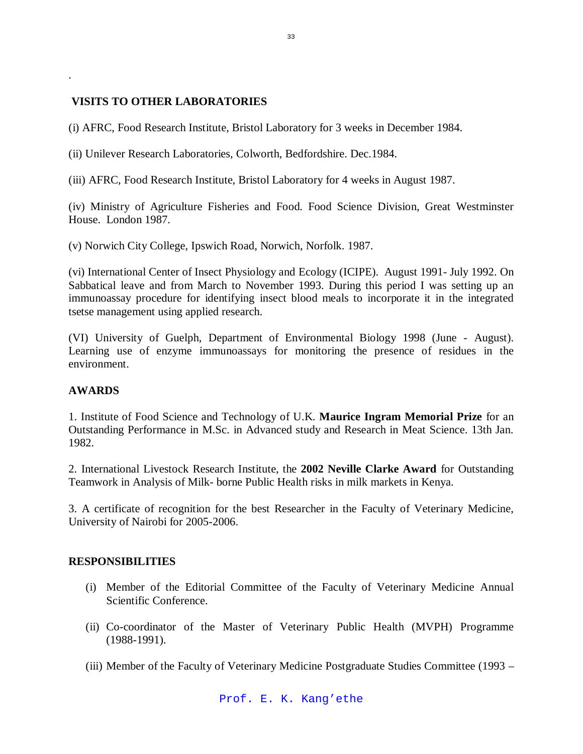## VISITS TO OTHER LABORATORIES

(i) AFRC, Food Research Institute, Bristol Laboratory for 3 weeks in December 1984.

(ii) Unilever Research Laboratories, Colworth, Bedfordshire. Dec.1984.

(iii) AFRC, Food Research Institute, Bristol Laboratory for 4 weeks in August 1987.

(iv) Ministry of Agriculture Fisheries and Food. Food Science Division, Great Westminster House. London 1987.

(v) Norwich City College, Ipswich Road, Norwich, Norfolk. 1987.

(vi) International Center of Insect Physiology and Ecology (ICIPE). August 1991- July 1992. On Sabbatical leave and from March to November 1993. During this period I was setting up an immunoassay procedure for identifying insect blood meals to incorporate it in the integrated tsetse management using applied research.

(VI) University of Guelph, Department of Environmental Biology 1998 (June - August). Learning use of enzyme immunoassays for monitoring the presence of residues in the environment.

## AWARDS

1. Institute of Food Science and Technology of U.K. **Maurice Ingram Memorial Prize** for an Outstanding Performance in M.Sc. in Advanced study and Research in Meat Science. 13th Jan. 1982.

2. International Livestock Research Institute, the **2002 Neville Clarke Award** for Outstanding Teamwork in Analysis of Milk- borne Public Health risks in milk markets in Kenya.

3. A certificate of recognition for the best Researcher in the Faculty of Veterinary Medicine, University of Nairobi for 2005-2006.

## RESPONSIBILITIES

(i) Member of the Editorial Committee of the Faculty of Veterinary Medicine Annual Scientific Conference.

(ii) Co-coordinator of the Master of Veterinary Public Health (MVPH) Programme (1988-1991).

(iii) Member of the Faculty of Veterinary Medicine Postgraduate Studies Committee (1993 –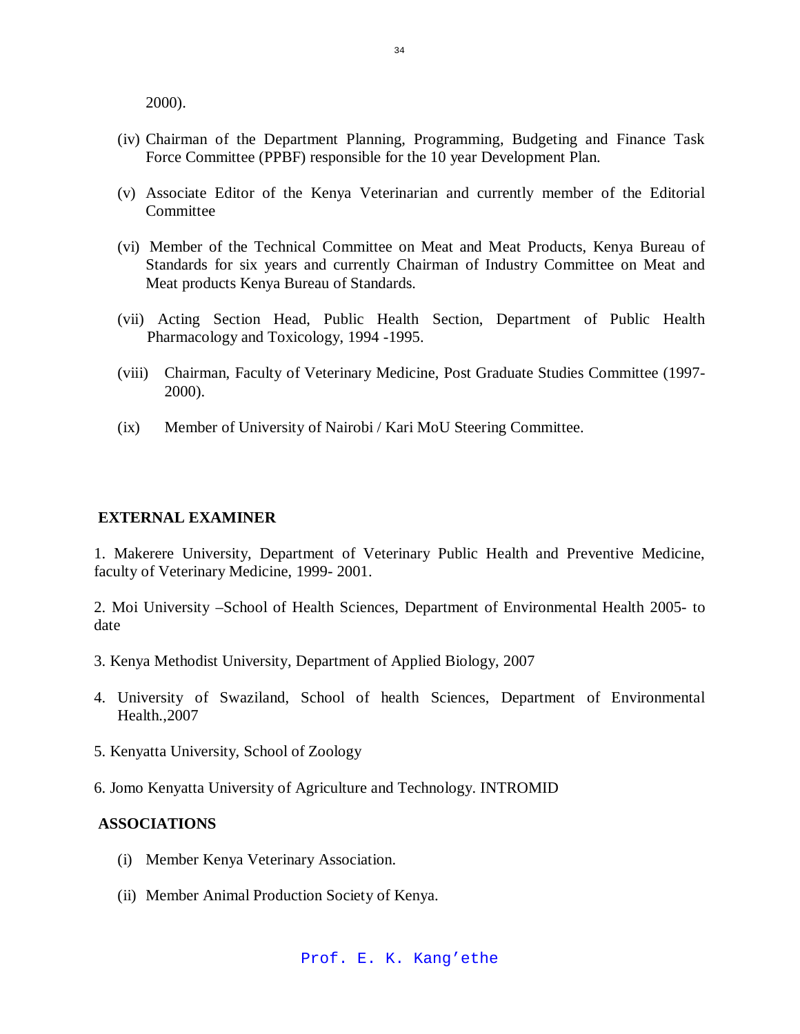2000).

(iv) Chairman of the Department Planning, Programming, Budgeting and Finance Task Force Committee (PPBF) responsible for the 10 year Development Plan.

(v) Associate Editor of the Kenya Veterinarian and currently member of the Editorial Committee

(vi) Member of the Technical Committee on Meat and Meat Products, Kenya Bureau of Standards for six years and currently Chairman of Industry Committee on Meat and Meat products Kenya Bureau of Standards.

(vii) Acting Section Head, Public Health Section, Department of Public Health Pharmacology and Toxicology, 1994 -1995.

(viii) Chairman, Faculty of Veterinary Medicine, Post Graduate Studies Committee (1997-2000).

(ix) Member of University of Nairobi / Kari MoU Steering Committee.

## EXTERNAL EXAMINER

1. Makerere University, Department of Veterinary Public Health and Preventive Medicine, faculty of Veterinary Medicine, 1999- 2001.

2. Moi University –School of Health Sciences, Department of Environmental Health 2005- to date

3. Kenya Methodist University, Department of Applied Biology, 2007

4. University of Swaziland, School of health Sciences, Department of Environmental Health.,2007

5. Kenyatta University, School of Zoology

6. Jomo Kenyatta University of Agriculture and Technology. INTROMID

## ASSOCIATIONS

(i) Member Kenya Veterinary Association.

(ii) Member Animal Production Society of Kenya.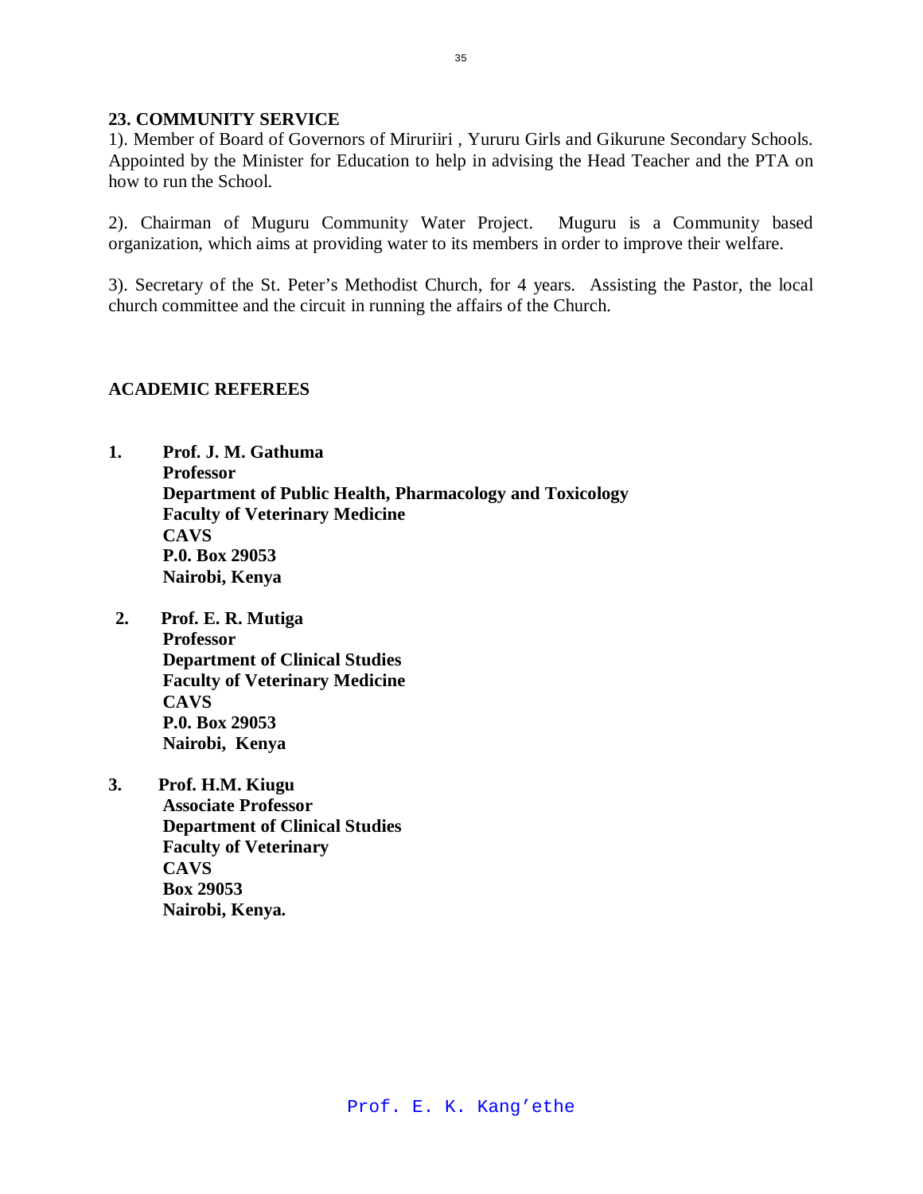## 23. COMMUNITY SERVICE

1). Member of Board of Governors of Miruriiri , Yururu Girls and Gikurune Secondary Schools. Appointed by the Minister for Education to help in advising the Head Teacher and the PTA on how to run the School.

2). Chairman of Muguru Community Water Project. Muguru is a Community based organization, which aims at providing water to its members in order to improve their welfare.

3). Secretary of the St. Peter's Methodist Church, for 4 years. Assisting the Pastor, the local church committee and the circuit in running the affairs of the Church.

## ACADEMIC REFEREES

1. **Prof. J. M. Gathuma**
   **Professor**
   **Department of Public Health, Pharmacology and Toxicology**
   **Faculty of Veterinary Medicine**
   **CAVS**
   **P.0. Box 29053**
   **Nairobi, Kenya**

2. **Prof. E. R. Mutiga**
   **Professor**
   **Department of Clinical Studies**
   **Faculty of Veterinary Medicine**
   **CAVS**
   **P.0. Box 29053**
   **Nairobi, Kenya**

3. **Prof. H.M. Kiugu**
   **Associate Professor**
   **Department of Clinical Studies**
   **Faculty of Veterinary**
   **CAVS**
   **Box 29053**
   **Nairobi, Kenya.**